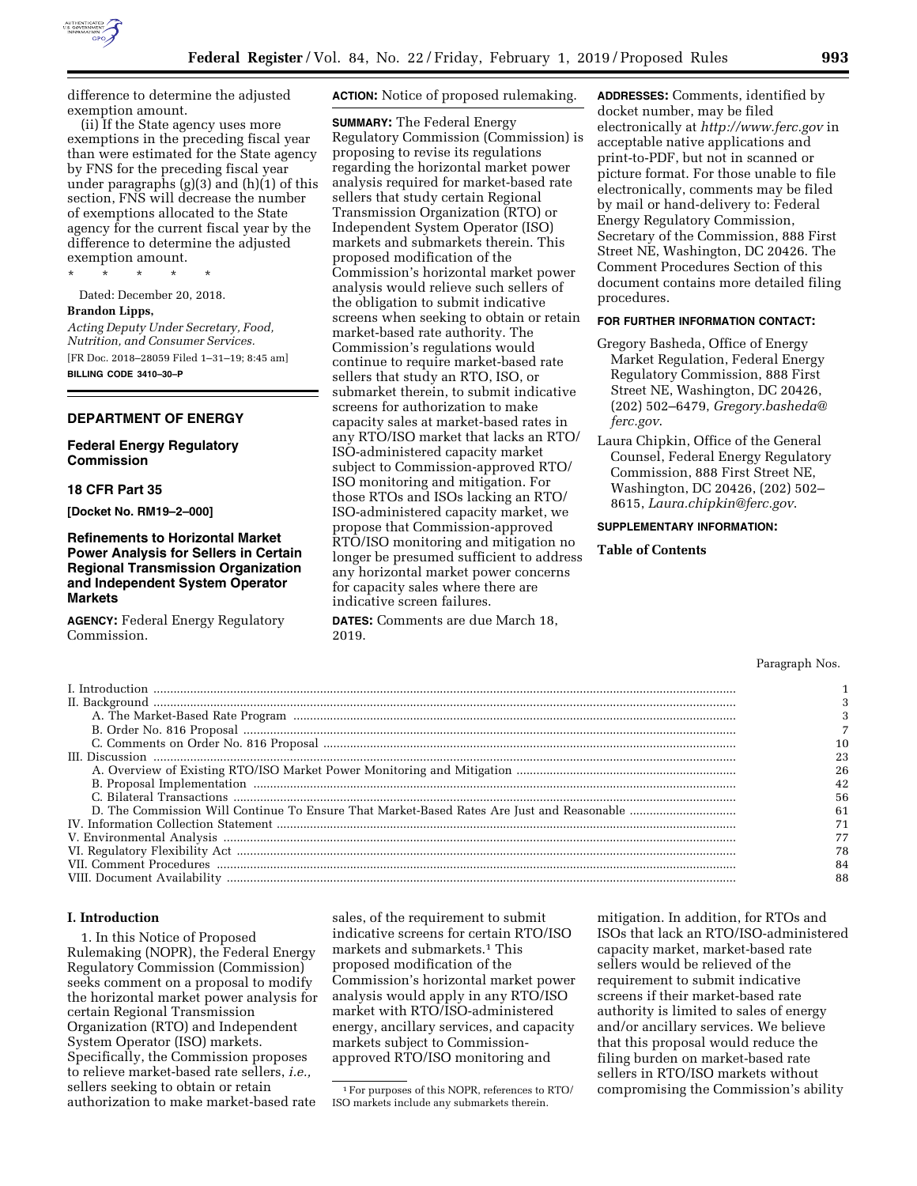difference to determine the adjusted exemption amount.

(ii) If the State agency uses more exemptions in the preceding fiscal year than were estimated for the State agency by FNS for the preceding fiscal year under paragraphs (g)(3) and (h)(1) of this section, FNS will decrease the number of exemptions allocated to the State agency for the current fiscal year by the difference to determine the adjusted exemption amount.

\* \* \* \* \*

Dated: December 20, 2018.

**Brandon Lipps,**

*Acting Deputy Under Secretary, Food, Nutrition, and Consumer Services.*

[FR Doc. 2018–28059 Filed 1–31–19; 8:45 am]

**BILLING CODE 3410–30–P**

## DEPARTMENT OF ENERGY

### Federal Energy Regulatory Commission

### 18 CFR Part 35

**[Docket No. RM19–2–000]**

### Refinements to Horizontal Market Power Analysis for Sellers in Certain Regional Transmission Organization and Independent System Operator Markets

**AGENCY:** Federal Energy Regulatory Commission.

**ACTION:** Notice of proposed rulemaking.

**SUMMARY:** The Federal Energy Regulatory Commission (Commission) is proposing to revise its regulations regarding the horizontal market power analysis required for market-based rate sellers that study certain Regional Transmission Organization (RTO) or Independent System Operator (ISO) markets and submarkets therein. This proposed modification of the Commission's horizontal market power analysis would relieve such sellers of the obligation to submit indicative screens when seeking to obtain or retain market-based rate authority. The Commission's regulations would continue to require market-based rate sellers that study an RTO, ISO, or submarket therein, to submit indicative screens for authorization to make capacity sales at market-based rates in any RTO/ISO market that lacks an RTO/ISO-administered capacity market subject to Commission-approved RTO/ISO monitoring and mitigation. For those RTOs and ISOs lacking an RTO/ISO-administered capacity market, we propose that Commission-approved RTO/ISO monitoring and mitigation no longer be presumed sufficient to address any horizontal market power concerns for capacity sales where there are indicative screen failures.

**DATES:** Comments are due March 18, 2019.

**ADDRESSES:** Comments, identified by docket number, may be filed electronically at *http://www.ferc.gov* in acceptable native applications and print-to-PDF, but not in scanned or picture format. For those unable to file electronically, comments may be filed by mail or hand-delivery to: Federal Energy Regulatory Commission, Secretary of the Commission, 888 First Street NE, Washington, DC 20426. The Comment Procedures Section of this document contains more detailed filing procedures.

**FOR FURTHER INFORMATION CONTACT:**

Gregory Basheda, Office of Energy Market Regulation, Federal Energy Regulatory Commission, 888 First Street NE, Washington, DC 20426, (202) 502–6479, *Gregory.basheda@ferc.gov*.

Laura Chipkin, Office of the General Counsel, Federal Energy Regulatory Commission, 888 First Street NE, Washington, DC 20426, (202) 502–8615, *Laura.chipkin@ferc.gov*.

**SUPPLEMENTARY INFORMATION:**

**Table of Contents**

| | Paragraph Nos. |
|---|---|
| I. Introduction | 1 |
| II. Background | 3 |
| A. The Market-Based Rate Program | 3 |
| B. Order No. 816 Proposal | 7 |
| C. Comments on Order No. 816 Proposal | 10 |
| III. Discussion | 23 |
| A. Overview of Existing RTO/ISO Market Power Monitoring and Mitigation | 26 |
| B. Proposal Implementation | 42 |
| C. Bilateral Transactions | 56 |
| D. The Commission Will Continue To Ensure That Market-Based Rates Are Just and Reasonable | 61 |
| IV. Information Collection Statement | 71 |
| V. Environmental Analysis | 77 |
| VI. Regulatory Flexibility Act | 78 |
| VII. Comment Procedures | 84 |
| VIII. Document Availability | 88 |

## I. Introduction

1. In this Notice of Proposed Rulemaking (NOPR), the Federal Energy Regulatory Commission (Commission) seeks comment on a proposal to modify the horizontal market power analysis for certain Regional Transmission Organization (RTO) and Independent System Operator (ISO) markets. Specifically, the Commission proposes to relieve market-based rate sellers, *i.e.,* sellers seeking to obtain or retain authorization to make market-based rate sales, of the requirement to submit indicative screens for certain RTO/ISO markets and submarkets.[1] This proposed modification of the Commission's horizontal market power analysis would apply in any RTO/ISO market with RTO/ISO-administered energy, ancillary services, and capacity markets subject to Commission-approved RTO/ISO monitoring and mitigation. In addition, for RTOs and ISOs that lack an RTO/ISO-administered capacity market, market-based rate sellers would be relieved of the requirement to submit indicative screens if their market-based rate authority is limited to sales of energy and/or ancillary services. We believe that this proposal would reduce the filing burden on market-based rate sellers in RTO/ISO markets without compromising the Commission's ability

[1] For purposes of this NOPR, references to RTO/ISO markets include any submarkets therein.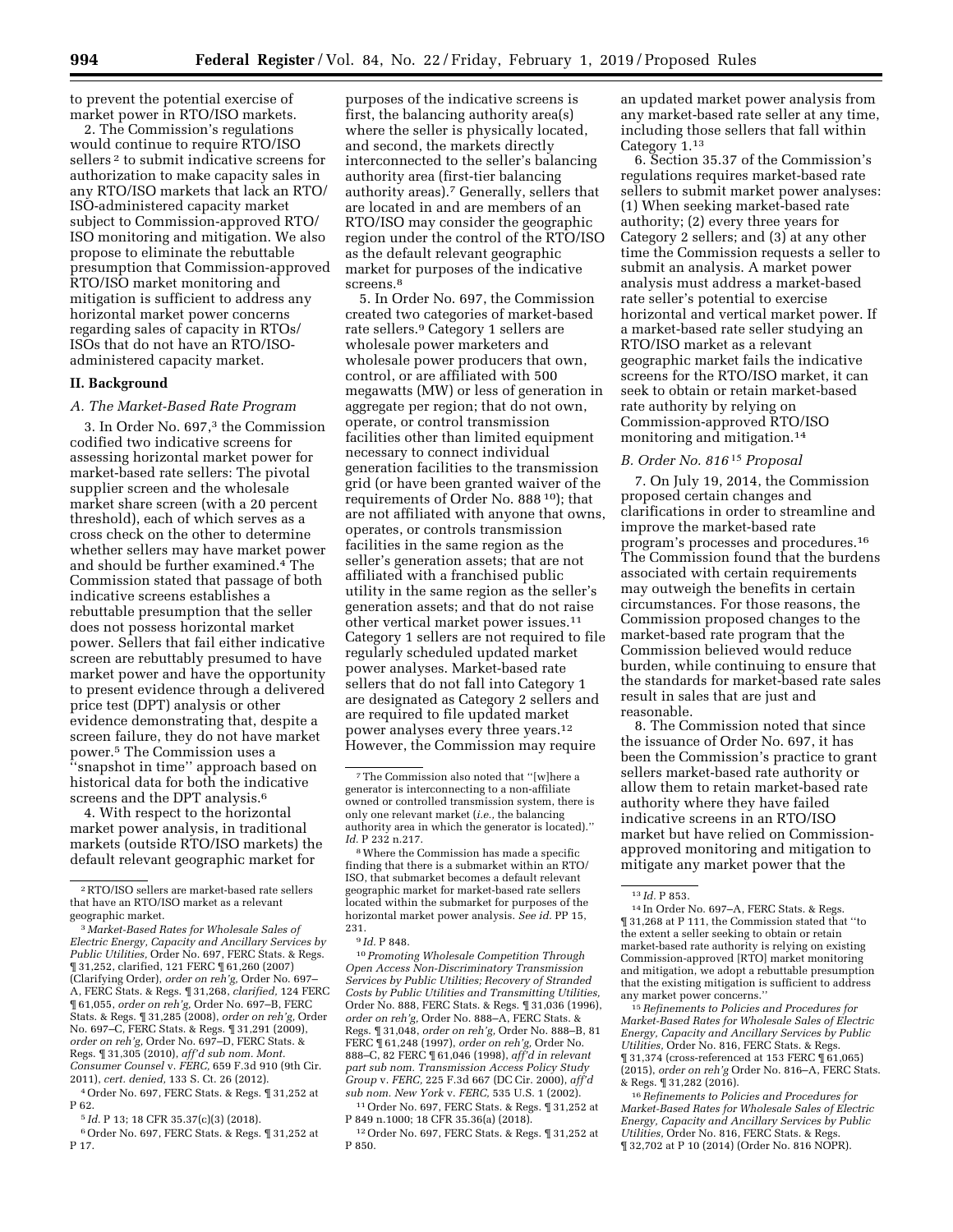to prevent the potential exercise of market power in RTO/ISO markets.

2. The Commission's regulations would continue to require RTO/ISO sellers [2] to submit indicative screens for authorization to make capacity sales in any RTO/ISO markets that lack an RTO/ISO-administered capacity market subject to Commission-approved RTO/ISO monitoring and mitigation. We also propose to eliminate the rebuttable presumption that Commission-approved RTO/ISO market monitoring and mitigation is sufficient to address any horizontal market power concerns regarding sales of capacity in RTOs/ISOs that do not have an RTO/ISO-administered capacity market.

## II. Background

### A. The Market-Based Rate Program

3. In Order No. 697,[3] the Commission codified two indicative screens for assessing horizontal market power for market-based rate sellers: The pivotal supplier screen and the wholesale market share screen (with a 20 percent threshold), each of which serves as a cross check on the other to determine whether sellers may have market power and should be further examined.[4] The Commission stated that passage of both indicative screens establishes a rebuttable presumption that the seller does not possess horizontal market power. Sellers that fail either indicative screen are rebuttably presumed to have market power and have the opportunity to present evidence through a delivered price test (DPT) analysis or other evidence demonstrating that, despite a screen failure, they do not have market power.[5] The Commission uses a "snapshot in time" approach based on historical data for both the indicative screens and the DPT analysis.[6]

4. With respect to the horizontal market power analysis, in traditional markets (outside RTO/ISO markets) the default relevant geographic market for purposes of the indicative screens is first, the balancing authority area(s) where the seller is physically located, and second, the markets directly interconnected to the seller's balancing authority area (first-tier balancing authority areas).[7] Generally, sellers that are located in and are members of an RTO/ISO may consider the geographic region under the control of the RTO/ISO as the default relevant geographic market for purposes of the indicative screens.[8]

5. In Order No. 697, the Commission created two categories of market-based rate sellers.[9] Category 1 sellers are wholesale power marketers and wholesale power producers that own, control, or are affiliated with 500 megawatts (MW) or less of generation in aggregate per region; that do not own, operate, or control transmission facilities other than limited equipment necessary to connect individual generation facilities to the transmission grid (or have been granted waiver of the requirements of Order No. 888 [10]); that are not affiliated with anyone that owns, operates, or controls transmission facilities in the same region as the seller's generation assets; that are not affiliated with a franchised public utility in the same region as the seller's generation assets; and that do not raise other vertical market power issues.[11] Category 1 sellers are not required to file regularly scheduled updated market power analyses. Market-based rate sellers that do not fall into Category 1 are designated as Category 2 sellers and are required to file updated market power analyses every three years.[12] However, the Commission may require an updated market power analysis from any market-based rate seller at any time, including those sellers that fall within Category 1.[13]

6. Section 35.37 of the Commission's regulations requires market-based rate sellers to submit market power analyses: (1) When seeking market-based rate authority; (2) every three years for Category 2 sellers; and (3) at any other time the Commission requests a seller to submit an analysis. A market power analysis must address a market-based rate seller's potential to exercise horizontal and vertical market power. If a market-based rate seller studying an RTO/ISO market as a relevant geographic market fails the indicative screens for the RTO/ISO market, it can seek to obtain or retain market-based rate authority by relying on Commission-approved RTO/ISO monitoring and mitigation.[14]

### B. Order No. 816 [15] Proposal

7. On July 19, 2014, the Commission proposed certain changes and clarifications in order to streamline and improve the market-based rate program's processes and procedures.[16] The Commission found that the burdens associated with certain requirements may outweigh the benefits in certain circumstances. For those reasons, the Commission proposed changes to the market-based rate program that the Commission believed would reduce burden, while continuing to ensure that the standards for market-based rate sales result in sales that are just and reasonable.

8. The Commission noted that since the issuance of Order No. 697, it has been the Commission's practice to grant sellers market-based rate authority or allow them to retain market-based rate authority where they have failed indicative screens in an RTO/ISO market but have relied on Commission-approved monitoring and mitigation to mitigate any market power that the

---

[2] RTO/ISO sellers are market-based rate sellers that have an RTO/ISO market as a relevant geographic market.

[3] *Market-Based Rates for Wholesale Sales of Electric Energy, Capacity and Ancillary Services by Public Utilities,* Order No. 697, FERC Stats. & Regs. ¶ 31,252, clarified, 121 FERC ¶ 61,260 (2007) (Clarifying Order), *order on reh'g,* Order No. 697–A, FERC Stats. & Regs. ¶ 31,268, *clarified,* 124 FERC ¶ 61,055, *order on reh'g,* Order No. 697–B, FERC Stats. & Regs. ¶ 31,285 (2008), *order on reh'g,* Order No. 697–C, FERC Stats. & Regs. ¶ 31,291 (2009), *order on reh'g,* Order No. 697–D, FERC Stats. & Regs. ¶ 31,305 (2010), *aff'd sub nom. Mont. Consumer Counsel* v. *FERC,* 659 F.3d 910 (9th Cir. 2011), *cert. denied,* 133 S. Ct. 26 (2012).

[4] Order No. 697, FERC Stats. & Regs. ¶ 31,252 at P 62.

[5] *Id.* P 13; 18 CFR 35.37(c)(3) (2018).

[6] Order No. 697, FERC Stats. & Regs. ¶ 31,252 at P 17.

[7] The Commission also noted that "[w]here a generator is interconnecting to a non-affiliate owned or controlled transmission system, there is only one relevant market (*i.e.,* the balancing authority area in which the generator is located)." *Id.* P 232 n.217.

[8] Where the Commission has made a specific finding that there is a submarket within an RTO/ISO, that submarket becomes a default relevant geographic market for market-based rate sellers located within the submarket for purposes of the horizontal market power analysis. *See id.* PP 15, 231.

[9] *Id.* P 848.

[10] *Promoting Wholesale Competition Through Open Access Non-Discriminatory Transmission Services by Public Utilities; Recovery of Stranded Costs by Public Utilities and Transmitting Utilities,* Order No. 888, FERC Stats. & Regs. ¶ 31,036 (1996), *order on reh'g,* Order No. 888–A, FERC Stats. & Regs. ¶ 31,048, *order on reh'g,* Order No. 888–B, 81 FERC ¶ 61,248 (1997), *order on reh'g,* Order No. 888–C, 82 FERC ¶ 61,046 (1998), *aff'd in relevant part sub nom. Transmission Access Policy Study Group* v. *FERC,* 225 F.3d 667 (DC Cir. 2000), *aff'd sub nom. New York* v. *FERC,* 535 U.S. 1 (2002).

[11] Order No. 697, FERC Stats. & Regs. ¶ 31,252 at P 849 n.1000; 18 CFR 35.36(a) (2018).

[12] Order No. 697, FERC Stats. & Regs. ¶ 31,252 at P 850.

[13] *Id.* P 853.

[14] In Order No. 697–A, FERC Stats. & Regs. ¶ 31,268 at P 111, the Commission stated that "to the extent a seller seeking to obtain or retain market-based rate authority is relying on existing Commission-approved [RTO] market monitoring and mitigation, we adopt a rebuttable presumption that the existing mitigation is sufficient to address any market power concerns."

[15] *Refinements to Policies and Procedures for Market-Based Rates for Wholesale Sales of Electric Energy, Capacity and Ancillary Services by Public Utilities,* Order No. 816, FERC Stats. & Regs. ¶ 31,374 (cross-referenced at 153 FERC ¶ 61,065) (2015), *order on reh'g* Order No. 816–A, FERC Stats. & Regs. ¶ 31,382 (2016).

[16] *Refinements to Policies and Procedures for Market-Based Rates for Wholesale Sales of Electric Energy, Capacity and Ancillary Services by Public Utilities,* Order No. 816, FERC Stats. & Regs. ¶ 32,702 at P 10 (2014) (Order No. 816 NOPR).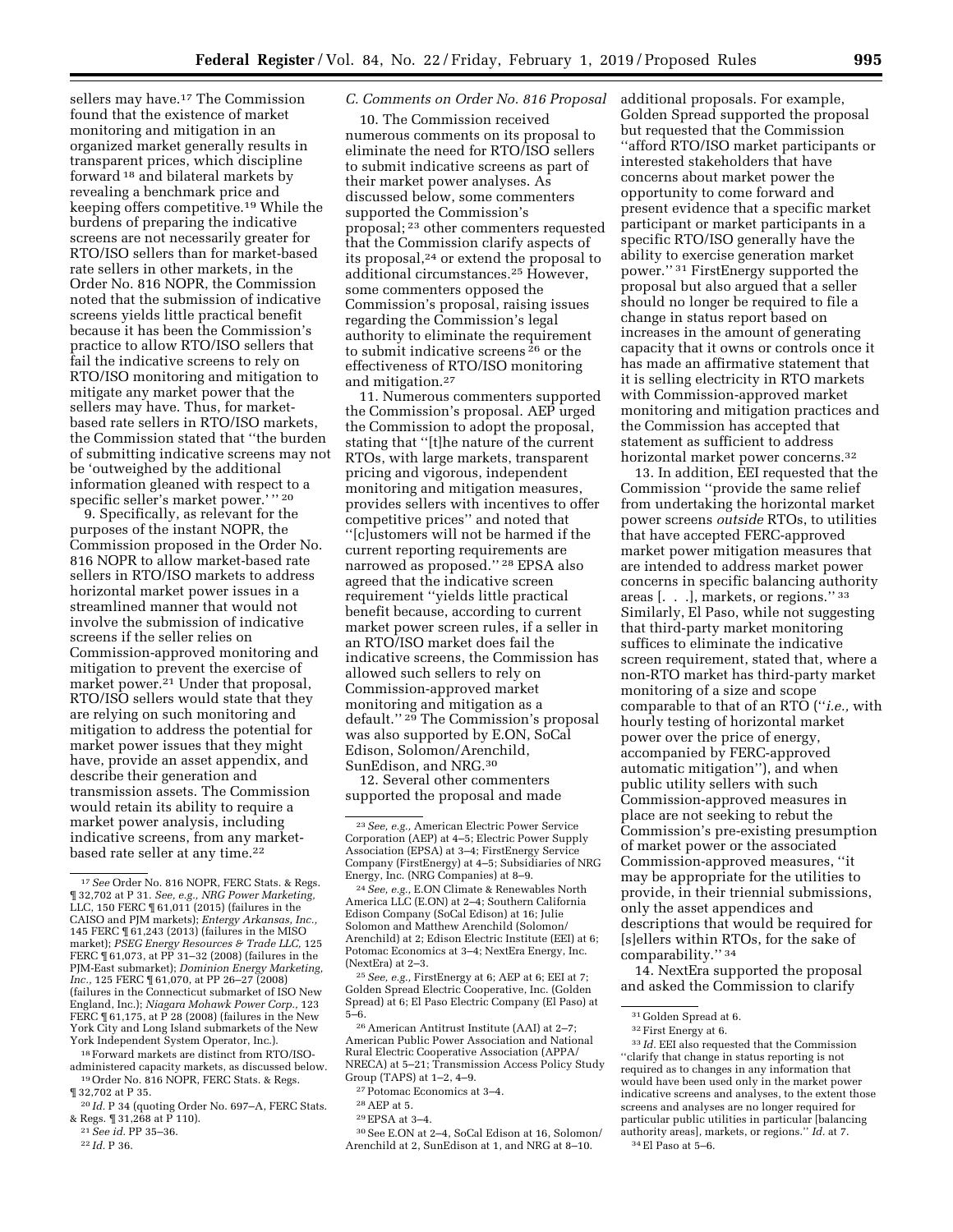sellers may have.[17] The Commission found that the existence of market monitoring and mitigation in an organized market generally results in transparent prices, which discipline forward [18] and bilateral markets by revealing a benchmark price and keeping offers competitive.[19] While the burdens of preparing the indicative screens are not necessarily greater for RTO/ISO sellers than for market-based rate sellers in other markets, in the Order No. 816 NOPR, the Commission noted that the submission of indicative screens yields little practical benefit because it has been the Commission's practice to allow RTO/ISO sellers that fail the indicative screens to rely on RTO/ISO monitoring and mitigation to mitigate any market power that the sellers may have. Thus, for market-based rate sellers in RTO/ISO markets, the Commission stated that "the burden of submitting indicative screens may not be 'outweighed by the additional information gleaned with respect to a specific seller's market power.' " [20]

9. Specifically, as relevant for the purposes of the instant NOPR, the Commission proposed in the Order No. 816 NOPR to allow market-based rate sellers in RTO/ISO markets to address horizontal market power issues in a streamlined manner that would not involve the submission of indicative screens if the seller relies on Commission-approved monitoring and mitigation to prevent the exercise of market power.[21] Under that proposal, RTO/ISO sellers would state that they are relying on such monitoring and mitigation to address the potential for market power issues that they might have, provide an asset appendix, and describe their generation and transmission assets. The Commission would retain its ability to require a market power analysis, including indicative screens, from any market-based rate seller at any time.[22]

### C. Comments on Order No. 816 Proposal

10. The Commission received numerous comments on its proposal to eliminate the need for RTO/ISO sellers to submit indicative screens as part of their market power analyses. As discussed below, some commenters supported the Commission's proposal; [23] other commenters requested that the Commission clarify aspects of its proposal,[24] or extend the proposal to additional circumstances.[25] However, some commenters opposed the Commission's proposal, raising issues regarding the Commission's legal authority to eliminate the requirement to submit indicative screens [26] or the effectiveness of RTO/ISO monitoring and mitigation.[27]

11. Numerous commenters supported the Commission's proposal. AEP urged the Commission to adopt the proposal, stating that "[t]he nature of the current RTOs, with large markets, transparent pricing and vigorous, independent monitoring and mitigation measures, provides sellers with incentives to offer competitive prices" and noted that "[c]ustomers will not be harmed if the current reporting requirements are narrowed as proposed." [28] EPSA also agreed that the indicative screen requirement "yields little practical benefit because, according to current market power screen rules, if a seller in an RTO/ISO market does fail the indicative screens, the Commission has allowed such sellers to rely on Commission-approved market monitoring and mitigation as a default." [29] The Commission's proposal was also supported by E.ON, SoCal Edison, Solomon/Arenchild, SunEdison, and NRG.[30]

12. Several other commenters supported the proposal and made additional proposals. For example, Golden Spread supported the proposal but requested that the Commission "afford RTO/ISO market participants or interested stakeholders that have concerns about market power the opportunity to come forward and present evidence that a specific market participant or market participants in a specific RTO/ISO generally have the ability to exercise generation market power." [31] FirstEnergy supported the proposal but also argued that a seller should no longer be required to file a change in status report based on increases in the amount of generating capacity that it owns or controls once it has made an affirmative statement that it is selling electricity in RTO markets with Commission-approved market monitoring and mitigation practices and the Commission has accepted that statement as sufficient to address horizontal market power concerns.[32]

13. In addition, EEI requested that the Commission "provide the same relief from undertaking the horizontal market power screens *outside* RTOs, to utilities that have accepted FERC-approved market power mitigation measures that are intended to address market power concerns in specific balancing authority areas [. . .], markets, or regions." [33] Similarly, El Paso, while not suggesting that third-party market monitoring suffices to eliminate the indicative screen requirement, stated that, where a non-RTO market has third-party market monitoring of a size and scope comparable to that of an RTO ("*i.e.,* with hourly testing of horizontal market power over the price of energy, accompanied by FERC-approved automatic mitigation"), and when public utility sellers with such Commission-approved measures in place are not seeking to rebut the Commission's pre-existing presumption of market power or the associated Commission-approved measures, "it may be appropriate for the utilities to provide, in their triennial submissions, only the asset appendices and descriptions that would be required for [s]ellers within RTOs, for the sake of comparability." [34]

14. NextEra supported the proposal and asked the Commission to clarify

---

[17] *See* Order No. 816 NOPR, FERC Stats. & Regs. ¶ 32,702 at P 31. *See, e.g., NRG Power Marketing,* LLC, 150 FERC ¶ 61,011 (2015) (failures in the CAISO and PJM markets); *Entergy Arkansas, Inc.,* 145 FERC ¶ 61,243 (2013) (failures in the MISO market); *PSEG Energy Resources & Trade LLC,* 125 FERC ¶ 61,073, at PP 31–32 (2008) (failures in the PJM-East submarket); *Dominion Energy Marketing, Inc.,* 125 FERC ¶ 61,070, at PP 26–27 (2008) (failures in the Connecticut submarket of ISO New England, Inc.); *Niagara Mohawk Power Corp.,* 123 FERC ¶ 61,175, at P 28 (2008) (failures in the New York City and Long Island submarkets of the New York Independent System Operator, Inc.).

[18] Forward markets are distinct from RTO/ISO-administered capacity markets, as discussed below.

[19] Order No. 816 NOPR, FERC Stats. & Regs. ¶ 32,702 at P 35.

[20] *Id.* P 34 (quoting Order No. 697–A, FERC Stats. & Regs. ¶ 31,268 at P 110).

[21] *See id.* PP 35–36.

[22] *Id.* P 36.

[23] *See, e.g.,* American Electric Power Service Corporation (AEP) at 4–5; Electric Power Supply Association (EPSA) at 3–4; FirstEnergy Service Company (FirstEnergy) at 4–5; Subsidiaries of NRG Energy, Inc. (NRG Companies) at 8–9.

[24] *See, e.g.,* E.ON Climate & Renewables North America LLC (E.ON) at 2–4; Southern California Edison Company (SoCal Edison) at 16; Julie Solomon and Matthew Arenchild (Solomon/Arenchild) at 2; Edison Electric Institute (EEI) at 6; Potomac Economics at 3–4; NextEra Energy, Inc. (NextEra) at 2–3.

[25] *See, e.g.,* FirstEnergy at 6; AEP at 6; EEI at 7; Golden Spread Electric Cooperative, Inc. (Golden Spread) at 6; El Paso Electric Company (El Paso) at 5–6.

[26] American Antitrust Institute (AAI) at 2–7; American Public Power Association and National Rural Electric Cooperative Association (APPA/NRECA) at 5–21; Transmission Access Policy Study Group (TAPS) at 1–2, 4–9.

[27] Potomac Economics at 3–4.

[28] AEP at 5.

[29] EPSA at 3–4.

[30] See E.ON at 2–4, SoCal Edison at 16, Solomon/Arenchild at 2, SunEdison at 1, and NRG at 8–10.

[31] Golden Spread at 6.

[32] First Energy at 6.

[33] *Id.* EEI also requested that the Commission "clarify that change in status reporting is not required as to changes in any information that would have been used only in the market power indicative screens and analyses, to the extent those screens and analyses are no longer required for particular public utilities in particular [balancing authority areas], markets, or regions." *Id.* at 7.

[34] El Paso at 5–6.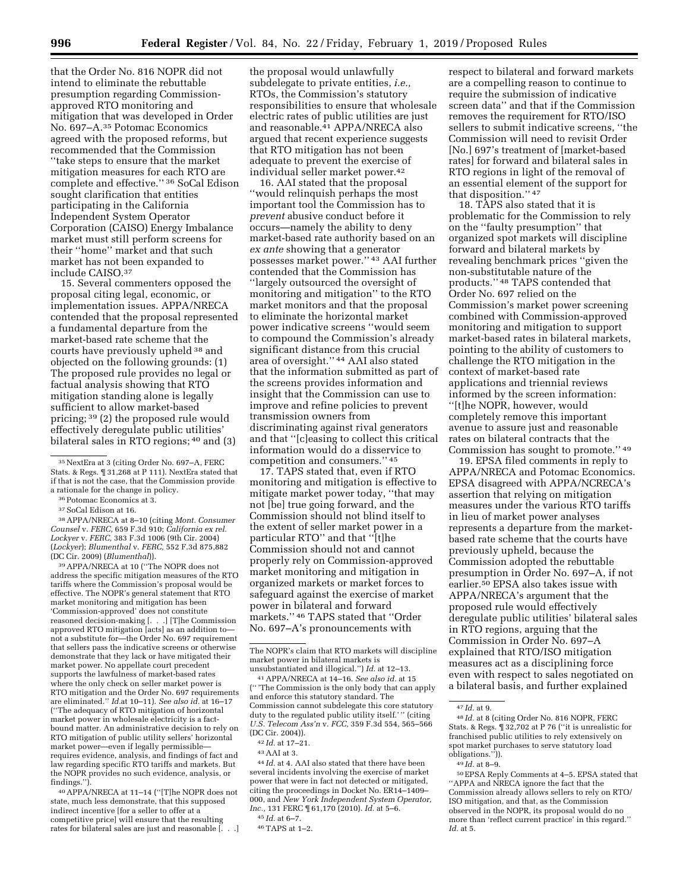that the Order No. 816 NOPR did not intend to eliminate the rebuttable presumption regarding Commission-approved RTO monitoring and mitigation that was developed in Order No. 697–A.[35] Potomac Economics agreed with the proposed reforms, but recommended that the Commission "take steps to ensure that the market mitigation measures for each RTO are complete and effective." [36] SoCal Edison sought clarification that entities participating in the California Independent System Operator Corporation (CAISO) Energy Imbalance market must still perform screens for their "home" market and that such market has not been expanded to include CAISO.[37]

15. Several commenters opposed the proposal citing legal, economic, or implementation issues. APPA/NRECA contended that the proposal represented a fundamental departure from the market-based rate scheme that the courts have previously upheld [38] and objected on the following grounds: (1) The proposed rule provides no legal or factual analysis showing that RTO mitigation standing alone is legally sufficient to allow market-based pricing; [39] (2) the proposed rule would effectively deregulate public utilities' bilateral sales in RTO regions; [40] and (3) the proposal would unlawfully subdelegate to private entities, *i.e.,* RTOs, the Commission's statutory responsibilities to ensure that wholesale electric rates of public utilities are just and reasonable.[41] APPA/NRECA also argued that recent experience suggests that RTO mitigation has not been adequate to prevent the exercise of individual seller market power.[42]

16. AAI stated that the proposal "would relinquish perhaps the most important tool the Commission has to *prevent* abusive conduct before it occurs—namely the ability to deny market-based rate authority based on an *ex ante* showing that a generator possesses market power." [43] AAI further contended that the Commission has "largely outsourced the oversight of monitoring and mitigation" to the RTO market monitors and that the proposal to eliminate the horizontal market power indicative screens "would seem to compound the Commission's already significant distance from this crucial area of oversight." [44] AAI also stated that the information submitted as part of the screens provides information and insight that the Commission can use to improve and refine policies to prevent transmission owners from discriminating against rival generators and that "[c]easing to collect this critical information would do a disservice to competition and consumers." [45]

17. TAPS stated that, even if RTO monitoring and mitigation is effective to mitigate market power today, "that may not [be] true going forward, and the Commission should not blind itself to the extent of seller market power in a particular RTO" and that "[t]he Commission should not and cannot properly rely on Commission-approved market monitoring and mitigation in organized markets or market forces to safeguard against the exercise of market power in bilateral and forward markets." [46] TAPS stated that "Order No. 697–A's pronouncements with respect to bilateral and forward markets are a compelling reason to continue to require the submission of indicative screen data" and that if the Commission removes the requirement for RTO/ISO sellers to submit indicative screens, "the Commission will need to revisit Order [No.] 697's treatment of [market-based rates] for forward and bilateral sales in RTO regions in light of the removal of an essential element of the support for that disposition." [47]

18. TAPS also stated that it is problematic for the Commission to rely on the "faulty presumption" that organized spot markets will discipline forward and bilateral markets by revealing benchmark prices "given the non-substitutable nature of the products." [48] TAPS contended that Order No. 697 relied on the Commission's market power screening combined with Commission-approved monitoring and mitigation to support market-based rates in bilateral markets, pointing to the ability of customers to challenge the RTO mitigation in the context of market-based rate applications and triennial reviews informed by the screen information: "[t]he NOPR, however, would completely remove this important avenue to assure just and reasonable rates on bilateral contracts that the Commission has sought to promote." [49]

19. EPSA filed comments in reply to APPA/NRECA and Potomac Economics. EPSA disagreed with APPA/NCRECA's assertion that relying on mitigation measures under the various RTO tariffs in lieu of market power analyses represents a departure from the market-based rate scheme that the courts have previously upheld, because the Commission adopted the rebuttable presumption in Order No. 697–A, if not earlier.[50] EPSA also takes issue with APPA/NRECA's argument that the proposed rule would effectively deregulate public utilities' bilateral sales in RTO regions, arguing that the Commission in Order No. 697–A explained that RTO/ISO mitigation measures act as a disciplining force even with respect to sales negotiated on a bilateral basis, and further explained

---

[35] NextEra at 3 (citing Order No. 697–A, FERC Stats. & Regs. ¶ 31,268 at P 111). NextEra stated that if that is not the case, that the Commission provide a rationale for the change in policy.

[36] Potomac Economics at 3.

[37] SoCal Edison at 16.

[38] APPA/NRECA at 8–10 (citing *Mont. Consumer Counsel* v. *FERC,* 659 F.3d 910; *California ex rel. Lockyer* v. *FERC,* 383 F.3d 1006 (9th Cir. 2004) (*Lockyer*); *Blumenthal* v. *FERC,* 552 F.3d 875,882 (DC Cir. 2009) (*Blumenthal*)).

[39] APPA/NRECA at 10 ("The NOPR does not address the specific mitigation measures of the RTO tariffs where the Commission's proposal would be effective. The NOPR's general statement that RTO market monitoring and mitigation has been 'Commission-approved' does not constitute reasoned decision-making [. . .] [T]he Commission approved RTO mitigation [acts] as an addition to—not a substitute for—the Order No. 697 requirement that sellers pass the indicative screens or otherwise demonstrate that they lack or have mitigated their market power. No appellate court precedent supports the lawfulness of market-based rates where the only check on seller market power is RTO mitigation and the Order No. 697 requirements are eliminated." *Id.*at 10–11). *See also id.* at 16–17 ("The adequacy of RTO mitigation of horizontal market power in wholesale electricity is a fact-bound matter. An administrative decision to rely on RTO mitigation of public utility sellers' horizontal market power—even if legally permissible—requires evidence, analysis, and findings of fact and law regarding specific RTO tariffs and markets. But the NOPR provides no such evidence, analysis, or findings.").

[40] APPA/NRECA at 11–14 ("[T]he NOPR does not state, much less demonstrate, that this supposed indirect incentive [for a seller to offer at a competitive price] will ensure that the resulting rates for bilateral sales are just and reasonable [. . .] The NOPR's claim that RTO markets will discipline market power in bilateral markets is unsubstantiated and illogical.") *Id.* at 12–13.

[41] APPA/NRECA at 14–16. *See also id.* at 15 ("'The Commission is the only body that can apply and enforce this statutory standard. The Commission cannot subdelegate this core statutory duty to the regulated public utility itself.'" (citing *U.S. Telecom Ass'n* v. *FCC,* 359 F.3d 554, 565–566 (DC Cir. 2004)).

[42] *Id.* at 17–21.

[43] AAI at 3.

[44] *Id.* at 4. AAI also stated that there have been several incidents involving the exercise of market power that were in fact not detected or mitigated, citing the proceedings in Docket No. ER14–1409–000, and *New York Independent System Operator, Inc.,* 131 FERC ¶ 61,170 (2010). *Id.* at 5–6.

[45] *Id.* at 6–7.

[46] TAPS at 1–2.

[47] *Id.* at 9.

[48] *Id.* at 8 (citing Order No. 816 NOPR, FERC Stats. & Regs. ¶ 32,702 at P 76 ("it is unrealistic for franchised public utilities to rely extensively on spot market purchases to serve statutory load obligations.")).

[49] *Id.* at 8–9.

[50] EPSA Reply Comments at 4–5. EPSA stated that "APPA and NRECA ignore the fact that the Commission already allows sellers to rely on RTO/ISO mitigation, and that, as the Commission observed in the NOPR, its proposal would do no more than 'reflect current practice' in this regard." *Id.* at 5.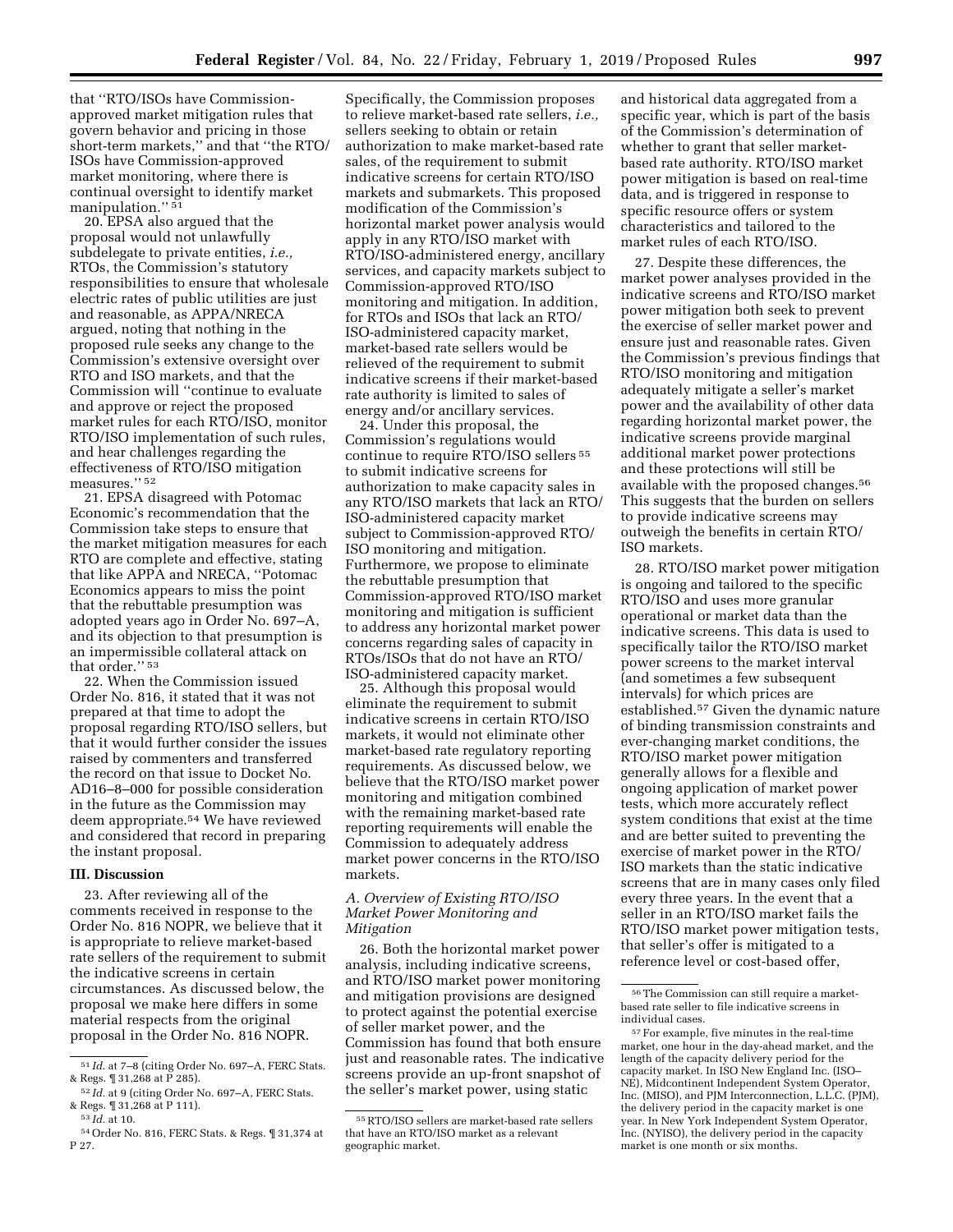that "RTO/ISOs have Commission-approved market mitigation rules that govern behavior and pricing in those short-term markets," and that "the RTO/ISOs have Commission-approved market monitoring, where there is continual oversight to identify market manipulation." [51]

20. EPSA also argued that the proposal would not unlawfully subdelegate to private entities, *i.e.,* RTOs, the Commission's statutory responsibilities to ensure that wholesale electric rates of public utilities are just and reasonable, as APPA/NRECA argued, noting that nothing in the proposed rule seeks any change to the Commission's extensive oversight over RTO and ISO markets, and that the Commission will "continue to evaluate and approve or reject the proposed market rules for each RTO/ISO, monitor RTO/ISO implementation of such rules, and hear challenges regarding the effectiveness of RTO/ISO mitigation measures." [52]

21. EPSA disagreed with Potomac Economic's recommendation that the Commission take steps to ensure that the market mitigation measures for each RTO are complete and effective, stating that like APPA and NRECA, "Potomac Economics appears to miss the point that the rebuttable presumption was adopted years ago in Order No. 697–A, and its objection to that presumption is an impermissible collateral attack on that order." [53]

22. When the Commission issued Order No. 816, it stated that it was not prepared at that time to adopt the proposal regarding RTO/ISO sellers, but that it would further consider the issues raised by commenters and transferred the record on that issue to Docket No. AD16–8–000 for possible consideration in the future as the Commission may deem appropriate.[54] We have reviewed and considered that record in preparing the instant proposal.

## III. Discussion

23. After reviewing all of the comments received in response to the Order No. 816 NOPR, we believe that it is appropriate to relieve market-based rate sellers of the requirement to submit the indicative screens in certain circumstances. As discussed below, the proposal we make here differs in some material respects from the original proposal in the Order No. 816 NOPR. Specifically, the Commission proposes to relieve market-based rate sellers, *i.e.,* sellers seeking to obtain or retain authorization to make market-based rate sales, of the requirement to submit indicative screens for certain RTO/ISO markets and submarkets. This proposed modification of the Commission's horizontal market power analysis would apply in any RTO/ISO market with RTO/ISO-administered energy, ancillary services, and capacity markets subject to Commission-approved RTO/ISO monitoring and mitigation. In addition, for RTOs and ISOs that lack an RTO/ISO-administered capacity market, market-based rate sellers would be relieved of the requirement to submit indicative screens if their market-based rate authority is limited to sales of energy and/or ancillary services.

24. Under this proposal, the Commission's regulations would continue to require RTO/ISO sellers [55] to submit indicative screens for authorization to make capacity sales in any RTO/ISO markets that lack an RTO/ISO-administered capacity market subject to Commission-approved RTO/ISO monitoring and mitigation. Furthermore, we propose to eliminate the rebuttable presumption that Commission-approved RTO/ISO market monitoring and mitigation is sufficient to address any horizontal market power concerns regarding sales of capacity in RTOs/ISOs that do not have an RTO/ISO-administered capacity market.

25. Although this proposal would eliminate the requirement to submit indicative screens in certain RTO/ISO markets, it would not eliminate other market-based rate regulatory reporting requirements. As discussed below, we believe that the RTO/ISO market power monitoring and mitigation combined with the remaining market-based rate reporting requirements will enable the Commission to adequately address market power concerns in the RTO/ISO markets.

### *A. Overview of Existing RTO/ISO Market Power Monitoring and Mitigation*

26. Both the horizontal market power analysis, including indicative screens, and RTO/ISO market power monitoring and mitigation provisions are designed to protect against the potential exercise of seller market power, and the Commission has found that both ensure just and reasonable rates. The indicative screens provide an up-front snapshot of the seller's market power, using static and historical data aggregated from a specific year, which is part of the basis of the Commission's determination of whether to grant that seller market-based rate authority. RTO/ISO market power mitigation is based on real-time data, and is triggered in response to specific resource offers or system characteristics and tailored to the market rules of each RTO/ISO.

27. Despite these differences, the market power analyses provided in the indicative screens and RTO/ISO market power mitigation both seek to prevent the exercise of seller market power and ensure just and reasonable rates. Given the Commission's previous findings that RTO/ISO monitoring and mitigation adequately mitigate a seller's market power and the availability of other data regarding horizontal market power, the indicative screens provide marginal additional market power protections and these protections will still be available with the proposed changes.[56] This suggests that the burden on sellers to provide indicative screens may outweigh the benefits in certain RTO/ISO markets.

28. RTO/ISO market power mitigation is ongoing and tailored to the specific RTO/ISO and uses more granular operational or market data than the indicative screens. This data is used to specifically tailor the RTO/ISO market power screens to the market interval (and sometimes a few subsequent intervals) for which prices are established.[57] Given the dynamic nature of binding transmission constraints and ever-changing market conditions, the RTO/ISO market power mitigation generally allows for a flexible and ongoing application of market power tests, which more accurately reflect system conditions that exist at the time and are better suited to preventing the exercise of market power in the RTO/ISO markets than the static indicative screens that are in many cases only filed every three years. In the event that a seller in an RTO/ISO market fails the RTO/ISO market power mitigation tests, that seller's offer is mitigated to a reference level or cost-based offer,

---

[51] *Id.* at 7–8 (citing Order No. 697–A, FERC Stats. & Regs. ¶ 31,268 at P 285).

[52] *Id.* at 9 (citing Order No. 697–A, FERC Stats. & Regs. ¶ 31,268 at P 111).

[53] *Id.* at 10.

[54] Order No. 816, FERC Stats. & Regs. ¶ 31,374 at P 27.

[55] RTO/ISO sellers are market-based rate sellers that have an RTO/ISO market as a relevant geographic market.

[56] The Commission can still require a market-based rate seller to file indicative screens in individual cases.

[57] For example, five minutes in the real-time market, one hour in the day-ahead market, and the length of the capacity delivery period for the capacity market. In ISO New England Inc. (ISO–NE), Midcontinent Independent System Operator, Inc. (MISO), and PJM Interconnection, L.L.C. (PJM), the delivery period in the capacity market is one year. In New York Independent System Operator, Inc. (NYISO), the delivery period in the capacity market is one month or six months.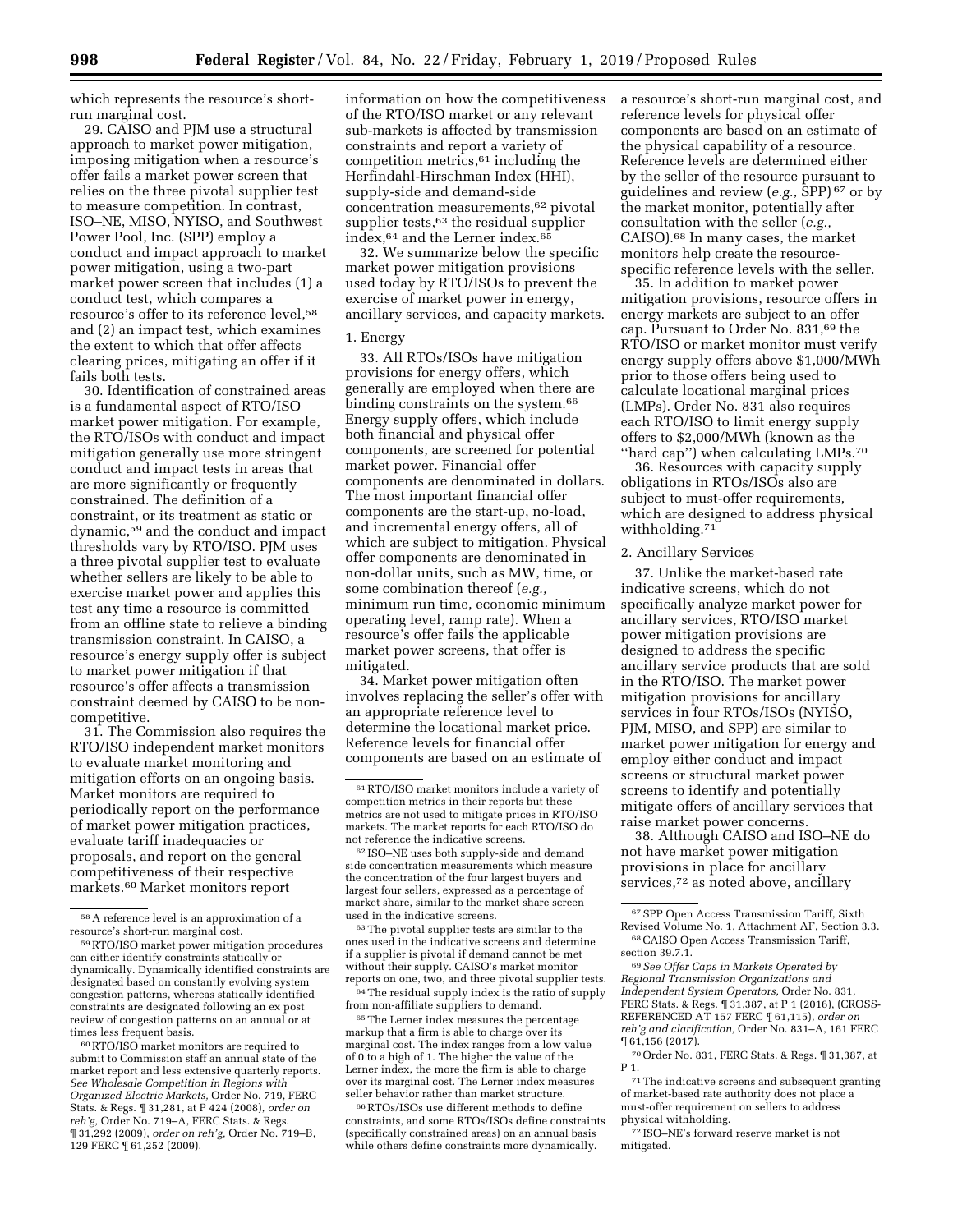which represents the resource's short-run marginal cost.

29. CAISO and PJM use a structural approach to market power mitigation, imposing mitigation when a resource's offer fails a market power screen that relies on the three pivotal supplier test to measure competition. In contrast, ISO–NE, MISO, NYISO, and Southwest Power Pool, Inc. (SPP) employ a conduct and impact approach to market power mitigation, using a two-part market power screen that includes (1) a conduct test, which compares a resource's offer to its reference level,[58] and (2) an impact test, which examines the extent to which that offer affects clearing prices, mitigating an offer if it fails both tests.

30. Identification of constrained areas is a fundamental aspect of RTO/ISO market power mitigation. For example, the RTO/ISOs with conduct and impact mitigation generally use more stringent conduct and impact tests in areas that are more significantly or frequently constrained. The definition of a constraint, or its treatment as static or dynamic,[59] and the conduct and impact thresholds vary by RTO/ISO. PJM uses a three pivotal supplier test to evaluate whether sellers are likely to be able to exercise market power and applies this test any time a resource is committed from an offline state to relieve a binding transmission constraint. In CAISO, a resource's energy supply offer is subject to market power mitigation if that resource's offer affects a transmission constraint deemed by CAISO to be non-competitive.

31. The Commission also requires the RTO/ISO independent market monitors to evaluate market monitoring and mitigation efforts on an ongoing basis. Market monitors are required to periodically report on the performance of market power mitigation practices, evaluate tariff inadequacies or proposals, and report on the general competitiveness of their respective markets.[60] Market monitors report information on how the competitiveness of the RTO/ISO market or any relevant sub-markets is affected by transmission constraints and report a variety of competition metrics,[61] including the Herfindahl-Hirschman Index (HHI), supply-side and demand-side concentration measurements,[62] pivotal supplier tests,[63] the residual supplier index,[64] and the Lerner index.[65]

32. We summarize below the specific market power mitigation provisions used today by RTO/ISOs to prevent the exercise of market power in energy, ancillary services, and capacity markets.

### 1. Energy

33. All RTOs/ISOs have mitigation provisions for energy offers, which generally are employed when there are binding constraints on the system.[66] Energy supply offers, which include both financial and physical offer components, are screened for potential market power. Financial offer components are denominated in dollars. The most important financial offer components are the start-up, no-load, and incremental energy offers, all of which are subject to mitigation. Physical offer components are denominated in non-dollar units, such as MW, time, or some combination thereof (*e.g.,* minimum run time, economic minimum operating level, ramp rate). When a resource's offer fails the applicable market power screens, that offer is mitigated.

34. Market power mitigation often involves replacing the seller's offer with an appropriate reference level to determine the locational market price. Reference levels for financial offer components are based on an estimate of a resource's short-run marginal cost, and reference levels for physical offer components are based on an estimate of the physical capability of a resource. Reference levels are determined either by the seller of the resource pursuant to guidelines and review (*e.g.,* SPP)[67] or by the market monitor, potentially after consultation with the seller (*e.g.,* CAISO).[68] In many cases, the market monitors help create the resource-specific reference levels with the seller.

35. In addition to market power mitigation provisions, resource offers in energy markets are subject to an offer cap. Pursuant to Order No. 831,[69] the RTO/ISO or market monitor must verify energy supply offers above $1,000/MWh prior to those offers being used to calculate locational marginal prices (LMPs). Order No. 831 also requires each RTO/ISO to limit energy supply offers to $2,000/MWh (known as the ''hard cap'') when calculating LMPs.[70]

36. Resources with capacity supply obligations in RTOs/ISOs also are subject to must-offer requirements, which are designed to address physical withholding.[71]

### 2. Ancillary Services

37. Unlike the market-based rate indicative screens, which do not specifically analyze market power for ancillary services, RTO/ISO market power mitigation provisions are designed to address the specific ancillary service products that are sold in the RTO/ISO. The market power mitigation provisions for ancillary services in four RTOs/ISOs (NYISO, PJM, MISO, and SPP) are similar to market power mitigation for energy and employ either conduct and impact screens or structural market power screens to identify and potentially mitigate offers of ancillary services that raise market power concerns.

38. Although CAISO and ISO–NE do not have market power mitigation provisions in place for ancillary services,[72] as noted above, ancillary

---

[58] A reference level is an approximation of a resource's short-run marginal cost.

[59] RTO/ISO market power mitigation procedures can either identify constraints statically or dynamically. Dynamically identified constraints are designated based on constantly evolving system congestion patterns, whereas statically identified constraints are designated following an ex post review of congestion patterns on an annual or at times less frequent basis.

[60] RTO/ISO market monitors are required to submit to Commission staff an annual state of the market report and less extensive quarterly reports. *See Wholesale Competition in Regions with Organized Electric Markets,* Order No. 719, FERC Stats. & Regs. ¶ 31,281, at P 424 (2008), *order on reh'g,* Order No. 719–A, FERC Stats. & Regs. ¶ 31,292 (2009), *order on reh'g,* Order No. 719–B, 129 FERC ¶ 61,252 (2009).

[61] RTO/ISO market monitors include a variety of competition metrics in their reports but these metrics are not used to mitigate prices in RTO/ISO markets. The market reports for each RTO/ISO do not reference the indicative screens.

[62] ISO–NE uses both supply-side and demand side concentration measurements which measure the concentration of the four largest buyers and largest four sellers, expressed as a percentage of market share, similar to the market share screen used in the indicative screens.

[63] The pivotal supplier tests are similar to the ones used in the indicative screens and determine if a supplier is pivotal if demand cannot be met without their supply. CAISO's market monitor reports on one, two, and three pivotal supplier tests.

[64] The residual supply index is the ratio of supply from non-affiliate suppliers to demand.

[65] The Lerner index measures the percentage markup that a firm is able to charge over its marginal cost. The index ranges from a low value of 0 to a high of 1. The higher the value of the Lerner index, the more the firm is able to charge over its marginal cost. The Lerner index measures seller behavior rather than market structure.

[66] RTOs/ISOs use different methods to define constraints, and some RTOs/ISOs define constraints (specifically constrained areas) on an annual basis while others define constraints more dynamically.

[67] SPP Open Access Transmission Tariff, Sixth Revised Volume No. 1, Attachment AF, Section 3.3.

[68] CAISO Open Access Transmission Tariff, section 39.7.1.

[69] *See Offer Caps in Markets Operated by Regional Transmission Organizations and Independent System Operators,* Order No. 831, FERC Stats. & Regs. ¶ 31,387, at P 1 (2016), (CROSS-REFERENCED AT 157 FERC ¶ 61,115), *order on reh'g and clarification,* Order No. 831–A, 161 FERC ¶ 61,156 (2017).

[70] Order No. 831, FERC Stats. & Regs. ¶ 31,387, at P 1.

[71] The indicative screens and subsequent granting of market-based rate authority does not place a must-offer requirement on sellers to address physical withholding.

[72] ISO–NE's forward reserve market is not mitigated.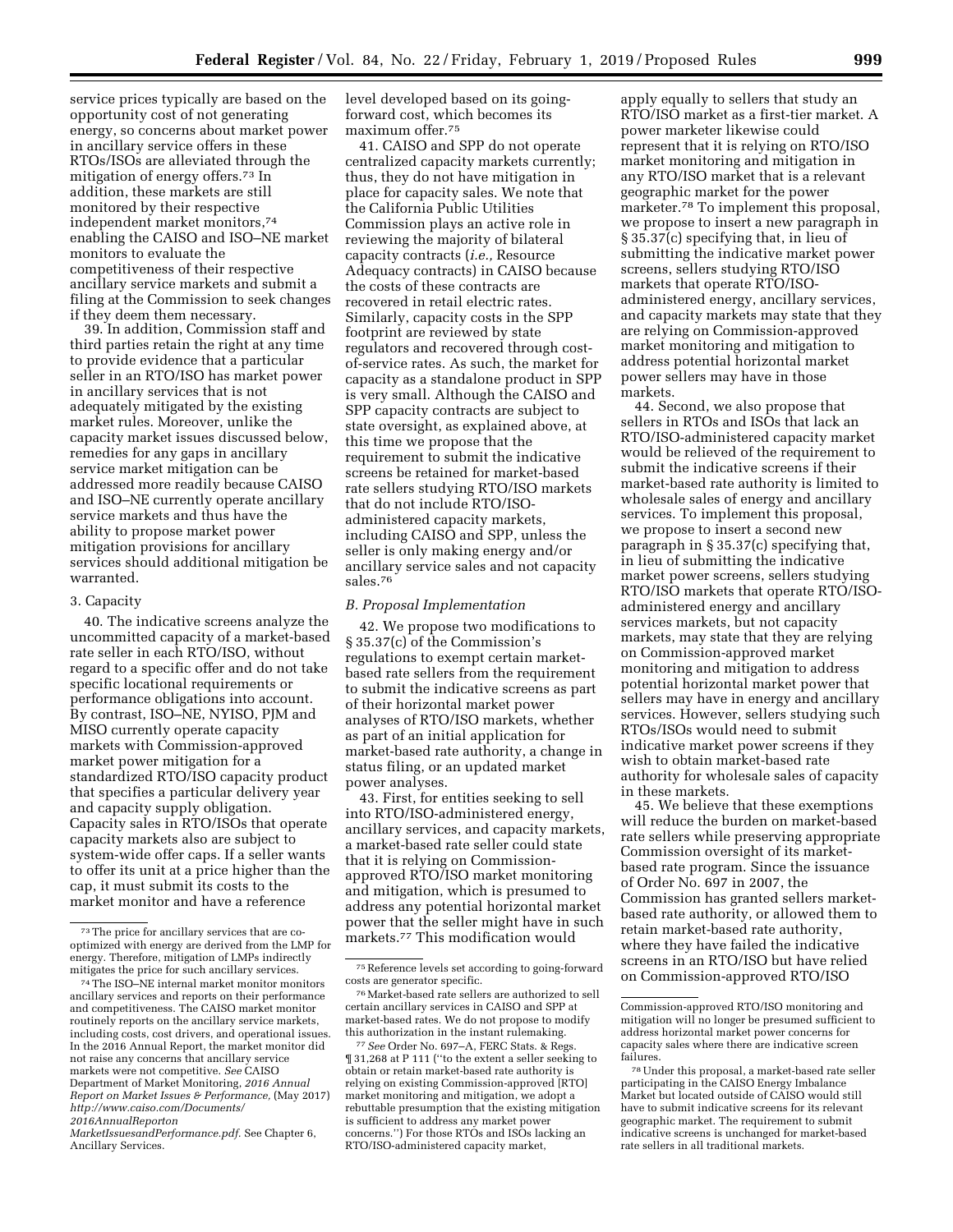service prices typically are based on the opportunity cost of not generating energy, so concerns about market power in ancillary service offers in these RTOs/ISOs are alleviated through the mitigation of energy offers.[73] In addition, these markets are still monitored by their respective independent market monitors,[74] enabling the CAISO and ISO–NE market monitors to evaluate the competitiveness of their respective ancillary service markets and submit a filing at the Commission to seek changes if they deem them necessary.

39. In addition, Commission staff and third parties retain the right at any time to provide evidence that a particular seller in an RTO/ISO has market power in ancillary services that is not adequately mitigated by the existing market rules. Moreover, unlike the capacity market issues discussed below, remedies for any gaps in ancillary service market mitigation can be addressed more readily because CAISO and ISO–NE currently operate ancillary service markets and thus have the ability to propose market power mitigation provisions for ancillary services should additional mitigation be warranted.

### 3. Capacity

40. The indicative screens analyze the uncommitted capacity of a market-based rate seller in each RTO/ISO, without regard to a specific offer and do not take specific locational requirements or performance obligations into account. By contrast, ISO–NE, NYISO, PJM and MISO currently operate capacity markets with Commission-approved market power mitigation for a standardized RTO/ISO capacity product that specifies a particular delivery year and capacity supply obligation. Capacity sales in RTO/ISOs that operate capacity markets also are subject to system-wide offer caps. If a seller wants to offer its unit at a price higher than the cap, it must submit its costs to the market monitor and have a reference level developed based on its going-forward cost, which becomes its maximum offer.[75]

41. CAISO and SPP do not operate centralized capacity markets currently; thus, they do not have mitigation in place for capacity sales. We note that the California Public Utilities Commission plays an active role in reviewing the majority of bilateral capacity contracts (*i.e.,* Resource Adequacy contracts) in CAISO because the costs of these contracts are recovered in retail electric rates. Similarly, capacity costs in the SPP footprint are reviewed by state regulators and recovered through cost-of-service rates. As such, the market for capacity as a standalone product in SPP is very small. Although the CAISO and SPP capacity contracts are subject to state oversight, as explained above, at this time we propose that the requirement to submit the indicative screens be retained for market-based rate sellers studying RTO/ISO markets that do not include RTO/ISO-administered capacity markets, including CAISO and SPP, unless the seller is only making energy and/or ancillary service sales and not capacity sales.[76]

## B. Proposal Implementation

42. We propose two modifications to § 35.37(c) of the Commission's regulations to exempt certain market-based rate sellers from the requirement to submit the indicative screens as part of their horizontal market power analyses of RTO/ISO markets, whether as part of an initial application for market-based rate authority, a change in status filing, or an updated market power analyses.

43. First, for entities seeking to sell into RTO/ISO-administered energy, ancillary services, and capacity markets, a market-based rate seller could state that it is relying on Commission-approved RTO/ISO market monitoring and mitigation, which is presumed to address any potential horizontal market power that the seller might have in such markets.[77] This modification would apply equally to sellers that study an RTO/ISO market as a first-tier market. A power marketer likewise could represent that it is relying on RTO/ISO market monitoring and mitigation in any RTO/ISO market that is a relevant geographic market for the power marketer.[78] To implement this proposal, we propose to insert a new paragraph in § 35.37(c) specifying that, in lieu of submitting the indicative market power screens, sellers studying RTO/ISO markets that operate RTO/ISO-administered energy, ancillary services, and capacity markets may state that they are relying on Commission-approved market monitoring and mitigation to address potential horizontal market power sellers may have in those markets.

44. Second, we also propose that sellers in RTOs and ISOs that lack an RTO/ISO-administered capacity market would be relieved of the requirement to submit the indicative screens if their market-based rate authority is limited to wholesale sales of energy and ancillary services. To implement this proposal, we propose to insert a second new paragraph in § 35.37(c) specifying that, in lieu of submitting the indicative market power screens, sellers studying RTO/ISO markets that operate RTO/ISO-administered energy and ancillary services markets, but not capacity markets, may state that they are relying on Commission-approved market monitoring and mitigation to address potential horizontal market power that sellers may have in energy and ancillary services. However, sellers studying such RTOs/ISOs would need to submit indicative market power screens if they wish to obtain market-based rate authority for wholesale sales of capacity in these markets.

45. We believe that these exemptions will reduce the burden on market-based rate sellers while preserving appropriate Commission oversight of its market-based rate program. Since the issuance of Order No. 697 in 2007, the Commission has granted sellers market-based rate authority, or allowed them to retain market-based rate authority, where they have failed the indicative screens in an RTO/ISO but have relied on Commission-approved RTO/ISO

---

[73] The price for ancillary services that are co-optimized with energy are derived from the LMP for energy. Therefore, mitigation of LMPs indirectly mitigates the price for such ancillary services.

[74] The ISO–NE internal market monitor monitors ancillary services and reports on their performance and competitiveness. The CAISO market monitor routinely reports on the ancillary service markets, including costs, cost drivers, and operational issues. In the 2016 Annual Report, the market monitor did not raise any concerns that ancillary service markets were not competitive. *See* CAISO Department of Market Monitoring, *2016 Annual Report on Market Issues & Performance,* (May 2017) *http://www.caiso.com/Documents/2016AnnualReportonMarketIssuesandPerformance.pdf.* See Chapter 6, Ancillary Services.

[75] Reference levels set according to going-forward costs are generator specific.

[76] Market-based rate sellers are authorized to sell certain ancillary services in CAISO and SPP at market-based rates. We do not propose to modify this authorization in the instant rulemaking.

[77] *See* Order No. 697–A, FERC Stats. & Regs. ¶ 31,268 at P 111 ("to the extent a seller seeking to obtain or retain market-based rate authority is relying on existing Commission-approved [RTO] market monitoring and mitigation, we adopt a rebuttable presumption that the existing mitigation is sufficient to address any market power concerns.") For those RTOs and ISOs lacking an RTO/ISO-administered capacity market, Commission-approved RTO/ISO monitoring and mitigation will no longer be presumed sufficient to address horizontal market power concerns for capacity sales where there are indicative screen failures.

[78] Under this proposal, a market-based rate seller participating in the CAISO Energy Imbalance Market but located outside of CAISO would still have to submit indicative screens for its relevant geographic market. The requirement to submit indicative screens is unchanged for market-based rate sellers in all traditional markets.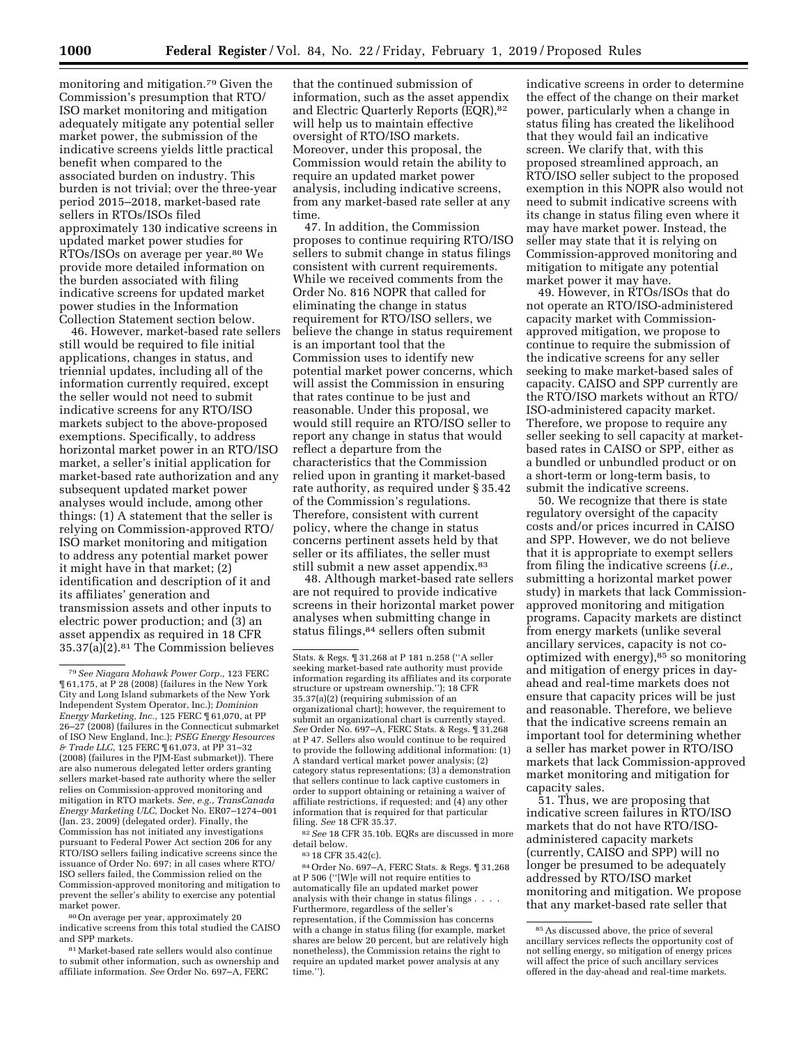monitoring and mitigation.[79] Given the Commission's presumption that RTO/ISO market monitoring and mitigation adequately mitigate any potential seller market power, the submission of the indicative screens yields little practical benefit when compared to the associated burden on industry. This burden is not trivial; over the three-year period 2015–2018, market-based rate sellers in RTOs/ISOs filed approximately 130 indicative screens in updated market power studies for RTOs/ISOs on average per year.[80] We provide more detailed information on the burden associated with filing indicative screens for updated market power studies in the Information Collection Statement section below.

46. However, market-based rate sellers still would be required to file initial applications, changes in status, and triennial updates, including all of the information currently required, except the seller would not need to submit indicative screens for any RTO/ISO markets subject to the above-proposed exemptions. Specifically, to address horizontal market power in an RTO/ISO market, a seller's initial application for market-based rate authorization and any subsequent updated market power analyses would include, among other things: (1) A statement that the seller is relying on Commission-approved RTO/ISO market monitoring and mitigation to address any potential market power it might have in that market; (2) identification and description of it and its affiliates' generation and transmission assets and other inputs to electric power production; and (3) an asset appendix as required in 18 CFR 35.37(a)(2).[81] The Commission believes that the continued submission of information, such as the asset appendix and Electric Quarterly Reports (EQR),[82] will help us to maintain effective oversight of RTO/ISO markets. Moreover, under this proposal, the Commission would retain the ability to require an updated market power analysis, including indicative screens, from any market-based rate seller at any time.

47. In addition, the Commission proposes to continue requiring RTO/ISO sellers to submit change in status filings consistent with current requirements. While we received comments from the Order No. 816 NOPR that called for eliminating the change in status requirement for RTO/ISO sellers, we believe the change in status requirement is an important tool that the Commission uses to identify new potential market power concerns, which will assist the Commission in ensuring that rates continue to be just and reasonable. Under this proposal, we would still require an RTO/ISO seller to report any change in status that would reflect a departure from the characteristics that the Commission relied upon in granting it market-based rate authority, as required under § 35.42 of the Commission's regulations. Therefore, consistent with current policy, where the change in status concerns pertinent assets held by that seller or its affiliates, the seller must still submit a new asset appendix.[83]

48. Although market-based rate sellers are not required to provide indicative screens in their horizontal market power analyses when submitting change in status filings,[84] sellers often submit indicative screens in order to determine the effect of the change on their market power, particularly when a change in status filing has created the likelihood that they would fail an indicative screen. We clarify that, with this proposed streamlined approach, an RTO/ISO seller subject to the proposed exemption in this NOPR also would not need to submit indicative screens with its change in status filing even where it may have market power. Instead, the seller may state that it is relying on Commission-approved monitoring and mitigation to mitigate any potential market power it may have.

49. However, in RTOs/ISOs that do not operate an RTO/ISO-administered capacity market with Commission-approved mitigation, we propose to continue to require the submission of the indicative screens for any seller seeking to make market-based sales of capacity. CAISO and SPP currently are the RTO/ISO markets without an RTO/ISO-administered capacity market. Therefore, we propose to require any seller seeking to sell capacity at market-based rates in CAISO or SPP, either as a bundled or unbundled product or on a short-term or long-term basis, to submit the indicative screens.

50. We recognize that there is state regulatory oversight of the capacity costs and/or prices incurred in CAISO and SPP. However, we do not believe that it is appropriate to exempt sellers from filing the indicative screens (*i.e.,* submitting a horizontal market power study) in markets that lack Commission-approved monitoring and mitigation programs. Capacity markets are distinct from energy markets (unlike several ancillary services, capacity is not co-optimized with energy),[85] so monitoring and mitigation of energy prices in day-ahead and real-time markets does not ensure that capacity prices will be just and reasonable. Therefore, we believe that the indicative screens remain an important tool for determining whether a seller has market power in RTO/ISO markets that lack Commission-approved market monitoring and mitigation for capacity sales.

51. Thus, we are proposing that indicative screen failures in RTO/ISO markets that do not have RTO/ISO-administered capacity markets (currently, CAISO and SPP) will no longer be presumed to be adequately addressed by RTO/ISO market monitoring and mitigation. We propose that any market-based rate seller that

---

[79] *See Niagara Mohawk Power Corp.,* 123 FERC ¶ 61,175, at P 28 (2008) (failures in the New York City and Long Island submarkets of the New York Independent System Operator, Inc.); *Dominion Energy Marketing, Inc.,* 125 FERC ¶ 61,070, at PP 26–27 (2008) (failures in the Connecticut submarket of ISO New England, Inc.); *PSEG Energy Resources & Trade LLC,* 125 FERC ¶ 61,073, at PP 31–32 (2008) (failures in the PJM-East submarket)). There are also numerous delegated letter orders granting sellers market-based rate authority where the seller relies on Commission-approved monitoring and mitigation in RTO markets. *See, e.g., TransCanada Energy Marketing ULC,* Docket No. ER07–1274–001 (Jan. 23, 2009) (delegated order). Finally, the Commission has not initiated any investigations pursuant to Federal Power Act section 206 for any RTO/ISO sellers failing indicative screens since the issuance of Order No. 697; in all cases where RTO/ISO sellers failed, the Commission relied on the Commission-approved monitoring and mitigation to prevent the seller's ability to exercise any potential market power.

[80] On average per year, approximately 20 indicative screens from this total studied the CAISO and SPP markets.

[81] Market-based rate sellers would also continue to submit other information, such as ownership and affiliate information. *See* Order No. 697–A, FERC Stats. & Regs. ¶ 31,268 at P 181 n.258 (''A seller seeking market-based rate authority must provide information regarding its affiliates and its corporate structure or upstream ownership.''); 18 CFR 35.37(a)(2) (requiring submission of an organizational chart); however, the requirement to submit an organizational chart is currently stayed. *See* Order No. 697–A, FERC Stats. & Regs. ¶ 31,268 at P 47. Sellers also would continue to be required to provide the following additional information: (1) A standard vertical market power analysis; (2) category status representations; (3) a demonstration that sellers continue to lack captive customers in order to support obtaining or retaining a waiver of affiliate restrictions, if requested; and (4) any other information that is required for that particular filing. *See* 18 CFR 35.37.

[82] *See* 18 CFR 35.10b. EQRs are discussed in more detail below.

[83] 18 CFR 35.42(c).

[84] Order No. 697–A, FERC Stats. & Regs. ¶ 31,268 at P 506 (''[W]e will not require entities to automatically file an updated market power analysis with their change in status filings . . . . Furthermore, regardless of the seller's representation, if the Commission has concerns with a change in status filing (for example, market shares are below 20 percent, but are relatively high nonetheless), the Commission retains the right to require an updated market power analysis at any time.'').

[85] As discussed above, the price of several ancillary services reflects the opportunity cost of not selling energy, so mitigation of energy prices will affect the price of such ancillary services offered in the day-ahead and real-time markets.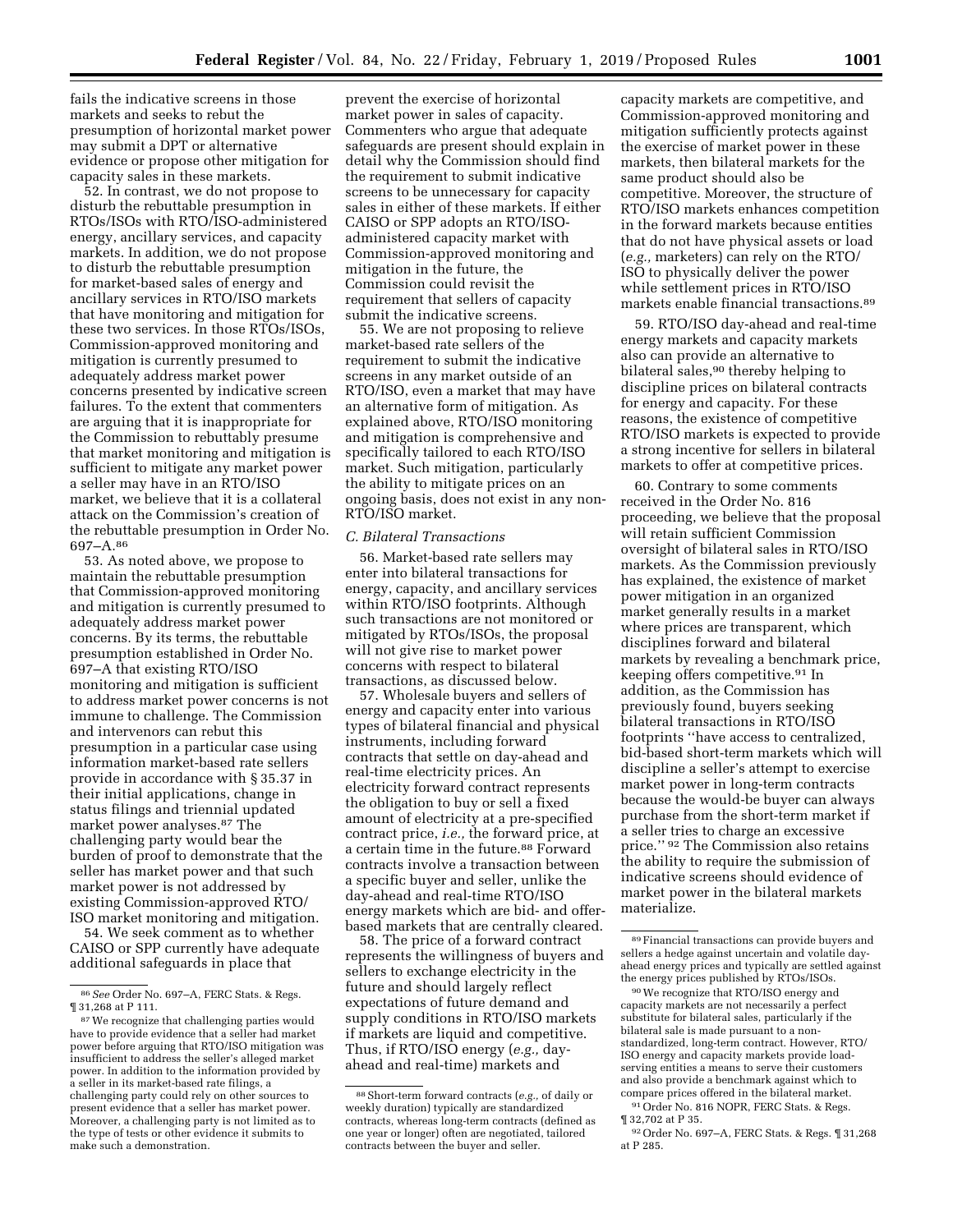fails the indicative screens in those markets and seeks to rebut the presumption of horizontal market power may submit a DPT or alternative evidence or propose other mitigation for capacity sales in these markets.

52. In contrast, we do not propose to disturb the rebuttable presumption in RTOs/ISOs with RTO/ISO-administered energy, ancillary services, and capacity markets. In addition, we do not propose to disturb the rebuttable presumption for market-based sales of energy and ancillary services in RTO/ISO markets that have monitoring and mitigation for these two services. In those RTOs/ISOs, Commission-approved monitoring and mitigation is currently presumed to adequately address market power concerns presented by indicative screen failures. To the extent that commenters are arguing that it is inappropriate for the Commission to rebuttably presume that market monitoring and mitigation is sufficient to mitigate any market power a seller may have in an RTO/ISO market, we believe that it is a collateral attack on the Commission's creation of the rebuttable presumption in Order No. 697–A.[86]

53. As noted above, we propose to maintain the rebuttable presumption that Commission-approved monitoring and mitigation is currently presumed to adequately address market power concerns. By its terms, the rebuttable presumption established in Order No. 697–A that existing RTO/ISO monitoring and mitigation is sufficient to address market power concerns is not immune to challenge. The Commission and intervenors can rebut this presumption in a particular case using information market-based rate sellers provide in accordance with § 35.37 in their initial applications, change in status filings and triennial updated market power analyses.[87] The challenging party would bear the burden of proof to demonstrate that the seller has market power and that such market power is not addressed by existing Commission-approved RTO/ISO market monitoring and mitigation.

54. We seek comment as to whether CAISO or SPP currently have adequate additional safeguards in place that prevent the exercise of horizontal market power in sales of capacity. Commenters who argue that adequate safeguards are present should explain in detail why the Commission should find the requirement to submit indicative screens to be unnecessary for capacity sales in either of these markets. If either CAISO or SPP adopts an RTO/ISO-administered capacity market with Commission-approved monitoring and mitigation in the future, the Commission could revisit the requirement that sellers of capacity submit the indicative screens.

55. We are not proposing to relieve market-based rate sellers of the requirement to submit the indicative screens in any market outside of an RTO/ISO, even a market that may have an alternative form of mitigation. As explained above, RTO/ISO monitoring and mitigation is comprehensive and specifically tailored to each RTO/ISO market. Such mitigation, particularly the ability to mitigate prices on an ongoing basis, does not exist in any non-RTO/ISO market.

### *C. Bilateral Transactions*

56. Market-based rate sellers may enter into bilateral transactions for energy, capacity, and ancillary services within RTO/ISO footprints. Although such transactions are not monitored or mitigated by RTOs/ISOs, the proposal will not give rise to market power concerns with respect to bilateral transactions, as discussed below.

57. Wholesale buyers and sellers of energy and capacity enter into various types of bilateral financial and physical instruments, including forward contracts that settle on day-ahead and real-time electricity prices. An electricity forward contract represents the obligation to buy or sell a fixed amount of electricity at a pre-specified contract price, *i.e.,* the forward price, at a certain time in the future.[88] Forward contracts involve a transaction between a specific buyer and seller, unlike the day-ahead and real-time RTO/ISO energy markets which are bid- and offer-based markets that are centrally cleared.

58. The price of a forward contract represents the willingness of buyers and sellers to exchange electricity in the future and should largely reflect expectations of future demand and supply conditions in RTO/ISO markets if markets are liquid and competitive. Thus, if RTO/ISO energy (*e.g.,* day-ahead and real-time) markets and capacity markets are competitive, and Commission-approved monitoring and mitigation sufficiently protects against the exercise of market power in these markets, then bilateral markets for the same product should also be competitive. Moreover, the structure of RTO/ISO markets enhances competition in the forward markets because entities that do not have physical assets or load (*e.g.,* marketers) can rely on the RTO/ISO to physically deliver the power while settlement prices in RTO/ISO markets enable financial transactions.[89]

59. RTO/ISO day-ahead and real-time energy markets and capacity markets also can provide an alternative to bilateral sales,[90] thereby helping to discipline prices on bilateral contracts for energy and capacity. For these reasons, the existence of competitive RTO/ISO markets is expected to provide a strong incentive for sellers in bilateral markets to offer at competitive prices.

60. Contrary to some comments received in the Order No. 816 proceeding, we believe that the proposal will retain sufficient Commission oversight of bilateral sales in RTO/ISO markets. As the Commission previously has explained, the existence of market power mitigation in an organized market generally results in a market where prices are transparent, which disciplines forward and bilateral markets by revealing a benchmark price, keeping offers competitive.[91] In addition, as the Commission has previously found, buyers seeking bilateral transactions in RTO/ISO footprints "have access to centralized, bid-based short-term markets which will discipline a seller's attempt to exercise market power in long-term contracts because the would-be buyer can always purchase from the short-term market if a seller tries to charge an excessive price." [92] The Commission also retains the ability to require the submission of indicative screens should evidence of market power in the bilateral markets materialize.

---

[86] *See* Order No. 697–A, FERC Stats. & Regs. ¶ 31,268 at P 111.

[87] We recognize that challenging parties would have to provide evidence that a seller had market power before arguing that RTO/ISO mitigation was insufficient to address the seller's alleged market power. In addition to the information provided by a seller in its market-based rate filings, a challenging party could rely on other sources to present evidence that a seller has market power. Moreover, a challenging party is not limited as to the type of tests or other evidence it submits to make such a demonstration.

[88] Short-term forward contracts (*e.g.,* of daily or weekly duration) typically are standardized contracts, whereas long-term contracts (defined as one year or longer) often are negotiated, tailored contracts between the buyer and seller.

[89] Financial transactions can provide buyers and sellers a hedge against uncertain and volatile day-ahead energy prices and typically are settled against the energy prices published by RTOs/ISOs.

[90] We recognize that RTO/ISO energy and capacity markets are not necessarily a perfect substitute for bilateral sales, particularly if the bilateral sale is made pursuant to a non-standardized, long-term contract. However, RTO/ISO energy and capacity markets provide load-serving entities a means to serve their customers and also provide a benchmark against which to compare prices offered in the bilateral market.

[91] Order No. 816 NOPR, FERC Stats. & Regs. ¶ 32,702 at P 35.

[92] Order No. 697–A, FERC Stats. & Regs. ¶ 31,268 at P 285.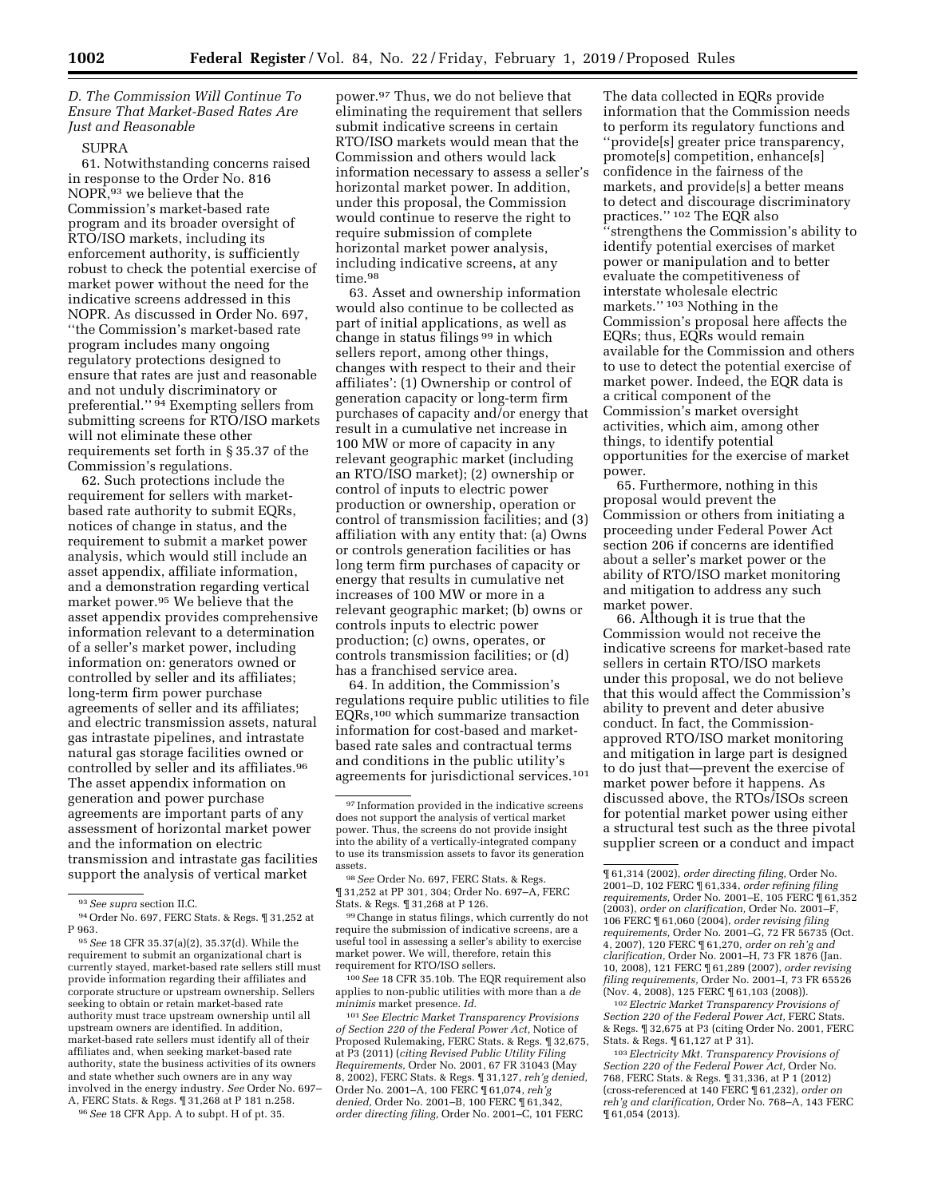### D. The Commission Will Continue To Ensure That Market-Based Rates Are Just and Reasonable

SUPRA

61. Notwithstanding concerns raised in response to the Order No. 816 NOPR,[93] we believe that the Commission's market-based rate program and its broader oversight of RTO/ISO markets, including its enforcement authority, is sufficiently robust to check the potential exercise of market power without the need for the indicative screens addressed in this NOPR. As discussed in Order No. 697, ''the Commission's market-based rate program includes many ongoing regulatory protections designed to ensure that rates are just and reasonable and not unduly discriminatory or preferential.'' [94] Exempting sellers from submitting screens for RTO/ISO markets will not eliminate these other requirements set forth in § 35.37 of the Commission's regulations.

62. Such protections include the requirement for sellers with market-based rate authority to submit EQRs, notices of change in status, and the requirement to submit a market power analysis, which would still include an asset appendix, affiliate information, and a demonstration regarding vertical market power.[95] We believe that the asset appendix provides comprehensive information relevant to a determination of a seller's market power, including information on: generators owned or controlled by seller and its affiliates; long-term firm power purchase agreements of seller and its affiliates; and electric transmission assets, natural gas intrastate pipelines, and intrastate natural gas storage facilities owned or controlled by seller and its affiliates.[96] The asset appendix information on generation and power purchase agreements are important parts of any assessment of horizontal market power and the information on electric transmission and intrastate gas facilities support the analysis of vertical market power.[97] Thus, we do not believe that eliminating the requirement that sellers submit indicative screens in certain RTO/ISO markets would mean that the Commission and others would lack information necessary to assess a seller's horizontal market power. In addition, under this proposal, the Commission would continue to reserve the right to require submission of complete horizontal market power analysis, including indicative screens, at any time.[98]

63. Asset and ownership information would also continue to be collected as part of initial applications, as well as change in status filings [99] in which sellers report, among other things, changes with respect to their and their affiliates': (1) Ownership or control of generation capacity or long-term firm purchases of capacity and/or energy that result in a cumulative net increase in 100 MW or more of capacity in any relevant geographic market (including an RTO/ISO market); (2) ownership or control of inputs to electric power production or ownership, operation or control of transmission facilities; and (3) affiliation with any entity that: (a) Owns or controls generation facilities or has long term firm purchases of capacity or energy that results in cumulative net increases of 100 MW or more in a relevant geographic market; (b) owns or controls inputs to electric power production; (c) owns, operates, or controls transmission facilities; or (d) has a franchised service area.

64. In addition, the Commission's regulations require public utilities to file EQRs,[100] which summarize transaction information for cost-based and market-based rate sales and contractual terms and conditions in the public utility's agreements for jurisdictional services.[101] The data collected in EQRs provide information that the Commission needs to perform its regulatory functions and ''provide[s] greater price transparency, promote[s] competition, enhance[s] confidence in the fairness of the markets, and provide[s] a better means to detect and discourage discriminatory practices.'' [102] The EQR also ''strengthens the Commission's ability to identify potential exercises of market power or manipulation and to better evaluate the competitiveness of interstate wholesale electric markets.'' [103] Nothing in the Commission's proposal here affects the EQRs; thus, EQRs would remain available for the Commission and others to use to detect the potential exercise of market power. Indeed, the EQR data is a critical component of the Commission's market oversight activities, which aim, among other things, to identify potential opportunities for the exercise of market power.

65. Furthermore, nothing in this proposal would prevent the Commission or others from initiating a proceeding under Federal Power Act section 206 if concerns are identified about a seller's market power or the ability of RTO/ISO market monitoring and mitigation to address any such market power.

66. Although it is true that the Commission would not receive the indicative screens for market-based rate sellers in certain RTO/ISO markets under this proposal, we do not believe that this would affect the Commission's ability to prevent and deter abusive conduct. In fact, the Commission-approved RTO/ISO market monitoring and mitigation in large part is designed to do just that—prevent the exercise of market power before it happens. As discussed above, the RTOs/ISOs screen for potential market power using either a structural test such as the three pivotal supplier screen or a conduct and impact

---

[93] *See supra* section II.C.

[94] Order No. 697, FERC Stats. & Regs. ¶ 31,252 at P 963.

[95] *See* 18 CFR 35.37(a)(2), 35.37(d). While the requirement to submit an organizational chart is currently stayed, market-based rate sellers still must provide information regarding their affiliates and corporate structure or upstream ownership. Sellers seeking to obtain or retain market-based rate authority must trace upstream ownership until all upstream owners are identified. In addition, market-based rate sellers must identify all of their affiliates and, when seeking market-based rate authority, state the business activities of its owners and state whether such owners are in any way involved in the energy industry. *See* Order No. 697–A, FERC Stats. & Regs. ¶ 31,268 at P 181 n.258.

[96] *See* 18 CFR App. A to subpt. H of pt. 35.

[97] Information provided in the indicative screens does not support the analysis of vertical market power. Thus, the screens do not provide insight into the ability of a vertically-integrated company to use its transmission assets to favor its generation assets.

[98] *See* Order No. 697, FERC Stats. & Regs. ¶ 31,252 at PP 301, 304; Order No. 697–A, FERC Stats. & Regs. ¶ 31,268 at P 126.

[99] Change in status filings, which currently do not require the submission of indicative screens, are a useful tool in assessing a seller's ability to exercise market power. We will, therefore, retain this requirement for RTO/ISO sellers.

[100] *See* 18 CFR 35.10b. The EQR requirement also applies to non-public utilities with more than a *de minimis* market presence. *Id.*

[101] *See Electric Market Transparency Provisions of Section 220 of the Federal Power Act,* Notice of Proposed Rulemaking, FERC Stats. & Regs. ¶ 32,675, at P3 (2011) (*citing Revised Public Utility Filing Requirements,* Order No. 2001, 67 FR 31043 (May 8, 2002), FERC Stats. & Regs. ¶ 31,127, *reh'g denied,* Order No. 2001–A, 100 FERC ¶ 61,074, *reh'g denied,* Order No. 2001–B, 100 FERC ¶ 61,342, *order directing filing,* Order No. 2001–C, 101 FERC ¶ 61,314 (2002), *order directing filing,* Order No. 2001–D, 102 FERC ¶ 61,334, *order refining filing requirements,* Order No. 2001–E, 105 FERC ¶ 61,352 (2003), *order on clarification,* Order No. 2001–F, 106 FERC ¶ 61,060 (2004), *order revising filing requirements,* Order No. 2001–G, 72 FR 56735 (Oct. 4, 2007), 120 FERC ¶ 61,270, *order on reh'g and clarification,* Order No. 2001–H, 73 FR 1876 (Jan. 10, 2008), 121 FERC ¶ 61,289 (2007), *order revising filing requirements,* Order No. 2001–I, 73 FR 65526 (Nov. 4, 2008), 125 FERC ¶ 61,103 (2008)).

[102] *Electric Market Transparency Provisions of Section 220 of the Federal Power Act,* FERC Stats. & Regs. ¶ 32,675 at P3 (citing Order No. 2001, FERC Stats. & Regs. ¶ 61,127 at P 31).

[103] *Electricity Mkt. Transparency Provisions of Section 220 of the Federal Power Act,* Order No. 768, FERC Stats. & Regs. ¶ 31,336, at P 1 (2012) (cross-referenced at 140 FERC ¶ 61,232), *order on reh'g and clarification,* Order No. 768–A, 143 FERC ¶ 61,054 (2013).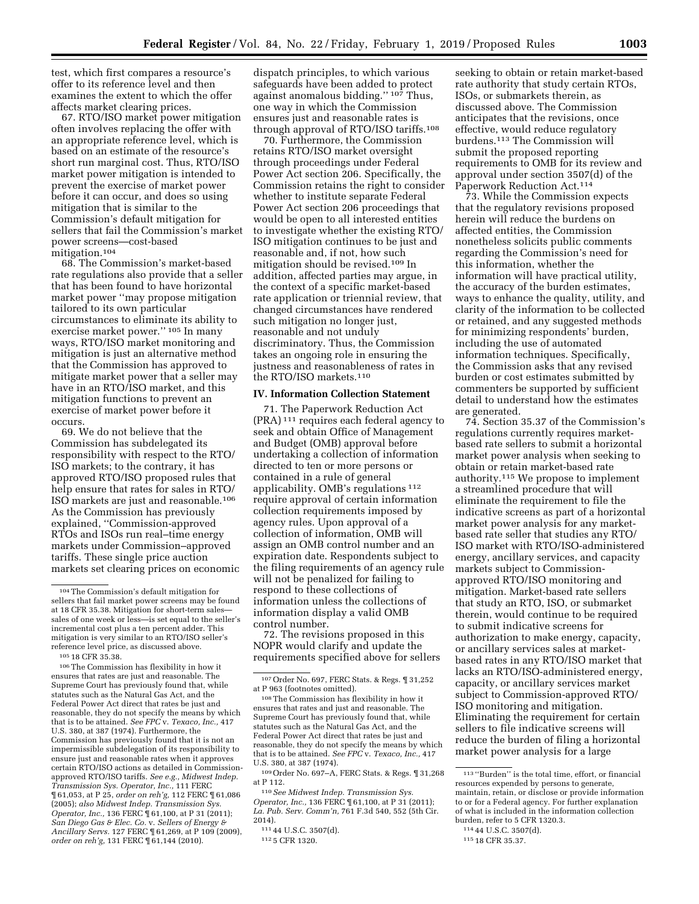test, which first compares a resource's offer to its reference level and then examines the extent to which the offer affects market clearing prices.

67. RTO/ISO market power mitigation often involves replacing the offer with an appropriate reference level, which is based on an estimate of the resource's short run marginal cost. Thus, RTO/ISO market power mitigation is intended to prevent the exercise of market power before it can occur, and does so using mitigation that is similar to the Commission's default mitigation for sellers that fail the Commission's market power screens—cost-based mitigation.[104]

68. The Commission's market-based rate regulations also provide that a seller that has been found to have horizontal market power "may propose mitigation tailored to its own particular circumstances to eliminate its ability to exercise market power." [105] In many ways, RTO/ISO market monitoring and mitigation is just an alternative method that the Commission has approved to mitigate market power that a seller may have in an RTO/ISO market, and this mitigation functions to prevent an exercise of market power before it occurs.

69. We do not believe that the Commission has subdelegated its responsibility with respect to the RTO/ISO markets; to the contrary, it has approved RTO/ISO proposed rules that help ensure that rates for sales in RTO/ISO markets are just and reasonable.[106] As the Commission has previously explained, "Commission-approved RTOs and ISOs run real–time energy markets under Commission–approved tariffs. These single price auction markets set clearing prices on economic dispatch principles, to which various safeguards have been added to protect against anomalous bidding." [107] Thus, one way in which the Commission ensures just and reasonable rates is through approval of RTO/ISO tariffs.[108]

70. Furthermore, the Commission retains RTO/ISO market oversight through proceedings under Federal Power Act section 206. Specifically, the Commission retains the right to consider whether to institute separate Federal Power Act section 206 proceedings that would be open to all interested entities to investigate whether the existing RTO/ISO mitigation continues to be just and reasonable and, if not, how such mitigation should be revised.[109] In addition, affected parties may argue, in the context of a specific market-based rate application or triennial review, that changed circumstances have rendered such mitigation no longer just, reasonable and not unduly discriminatory. Thus, the Commission takes an ongoing role in ensuring the justness and reasonableness of rates in the RTO/ISO markets.[110]

## IV. Information Collection Statement

71. The Paperwork Reduction Act (PRA) [111] requires each federal agency to seek and obtain Office of Management and Budget (OMB) approval before undertaking a collection of information directed to ten or more persons or contained in a rule of general applicability. OMB's regulations [112] require approval of certain information collection requirements imposed by agency rules. Upon approval of a collection of information, OMB will assign an OMB control number and an expiration date. Respondents subject to the filing requirements of an agency rule will not be penalized for failing to respond to these collections of information unless the collections of information display a valid OMB control number.

72. The revisions proposed in this NOPR would clarify and update the requirements specified above for sellers seeking to obtain or retain market-based rate authority that study certain RTOs, ISOs, or submarkets therein, as discussed above. The Commission anticipates that the revisions, once effective, would reduce regulatory burdens.[113] The Commission will submit the proposed reporting requirements to OMB for its review and approval under section 3507(d) of the Paperwork Reduction Act.[114]

73. While the Commission expects that the regulatory revisions proposed herein will reduce the burdens on affected entities, the Commission nonetheless solicits public comments regarding the Commission's need for this information, whether the information will have practical utility, the accuracy of the burden estimates, ways to enhance the quality, utility, and clarity of the information to be collected or retained, and any suggested methods for minimizing respondents' burden, including the use of automated information techniques. Specifically, the Commission asks that any revised burden or cost estimates submitted by commenters be supported by sufficient detail to understand how the estimates are generated.

74. Section 35.37 of the Commission's regulations currently requires market-based rate sellers to submit a horizontal market power analysis when seeking to obtain or retain market-based rate authority.[115] We propose to implement a streamlined procedure that will eliminate the requirement to file the indicative screens as part of a horizontal market power analysis for any market-based rate seller that studies any RTO/ISO market with RTO/ISO-administered energy, ancillary services, and capacity markets subject to Commission-approved RTO/ISO monitoring and mitigation. Market-based rate sellers that study an RTO, ISO, or submarket therein, would continue to be required to submit indicative screens for authorization to make energy, capacity, or ancillary services sales at market-based rates in any RTO/ISO market that lacks an RTO/ISO-administered energy, capacity, or ancillary services market subject to Commission-approved RTO/ISO monitoring and mitigation. Eliminating the requirement for certain sellers to file indicative screens will reduce the burden of filing a horizontal market power analysis for a large

---

[104] The Commission's default mitigation for sellers that fail market power screens may be found at 18 CFR 35.38. Mitigation for short-term sales—sales of one week or less—is set equal to the seller's incremental cost plus a ten percent adder. This mitigation is very similar to an RTO/ISO seller's reference level price, as discussed above.

[105] 18 CFR 35.38.

[106] The Commission has flexibility in how it ensures that rates are just and reasonable. The Supreme Court has previously found that, while statutes such as the Natural Gas Act, and the Federal Power Act direct that rates be just and reasonable, they do not specify the means by which that is to be attained. *See FPC* v. *Texaco, Inc.,* 417 U.S. 380, at 387 (1974). Furthermore, the Commission has previously found that it is not an impermissible subdelegation of its responsibility to ensure just and reasonable rates when it approves certain RTO/ISO actions as detailed in Commission-approved RTO/ISO tariffs. *See e.g., Midwest Indep. Transmission Sys. Operator, Inc.,* 111 FERC ¶ 61,053, at P 25, *order on reh'g,* 112 FERC ¶ 61,086 (2005); *also Midwest Indep. Transmission Sys. Operator, Inc.,* 136 FERC ¶ 61,100, at P 31 (2011); *San Diego Gas & Elec. Co.* v. *Sellers of Energy & Ancillary Servs.* 127 FERC ¶ 61,269, at P 109 (2009), *order on reh'g,* 131 FERC ¶ 61,144 (2010).

[107] Order No. 697, FERC Stats. & Regs. ¶ 31,252 at P 963 (footnotes omitted).

[108] The Commission has flexibility in how it ensures that rates and just and reasonable. The Supreme Court has previously found that, while statutes such as the Natural Gas Act, and the Federal Power Act direct that rates be just and reasonable, they do not specify the means by which that is to be attained. *See FPC* v. *Texaco, Inc.,* 417 U.S. 380, at 387 (1974).

[109] Order No. 697–A, FERC Stats. & Regs. ¶ 31,268 at P 112.

[110] *See Midwest Indep. Transmission Sys. Operator, Inc.,* 136 FERC ¶ 61,100, at P 31 (2011); *La. Pub. Serv. Comm'n,* 761 F.3d 540, 552 (5th Cir. 2014).

[111] 44 U.S.C. 3507(d).

[112] 5 CFR 1320.

[113] "Burden" is the total time, effort, or financial resources expended by persons to generate, maintain, retain, or disclose or provide information to or for a Federal agency. For further explanation of what is included in the information collection burden, refer to 5 CFR 1320.3.

[114] 44 U.S.C. 3507(d).

[115] 18 CFR 35.37.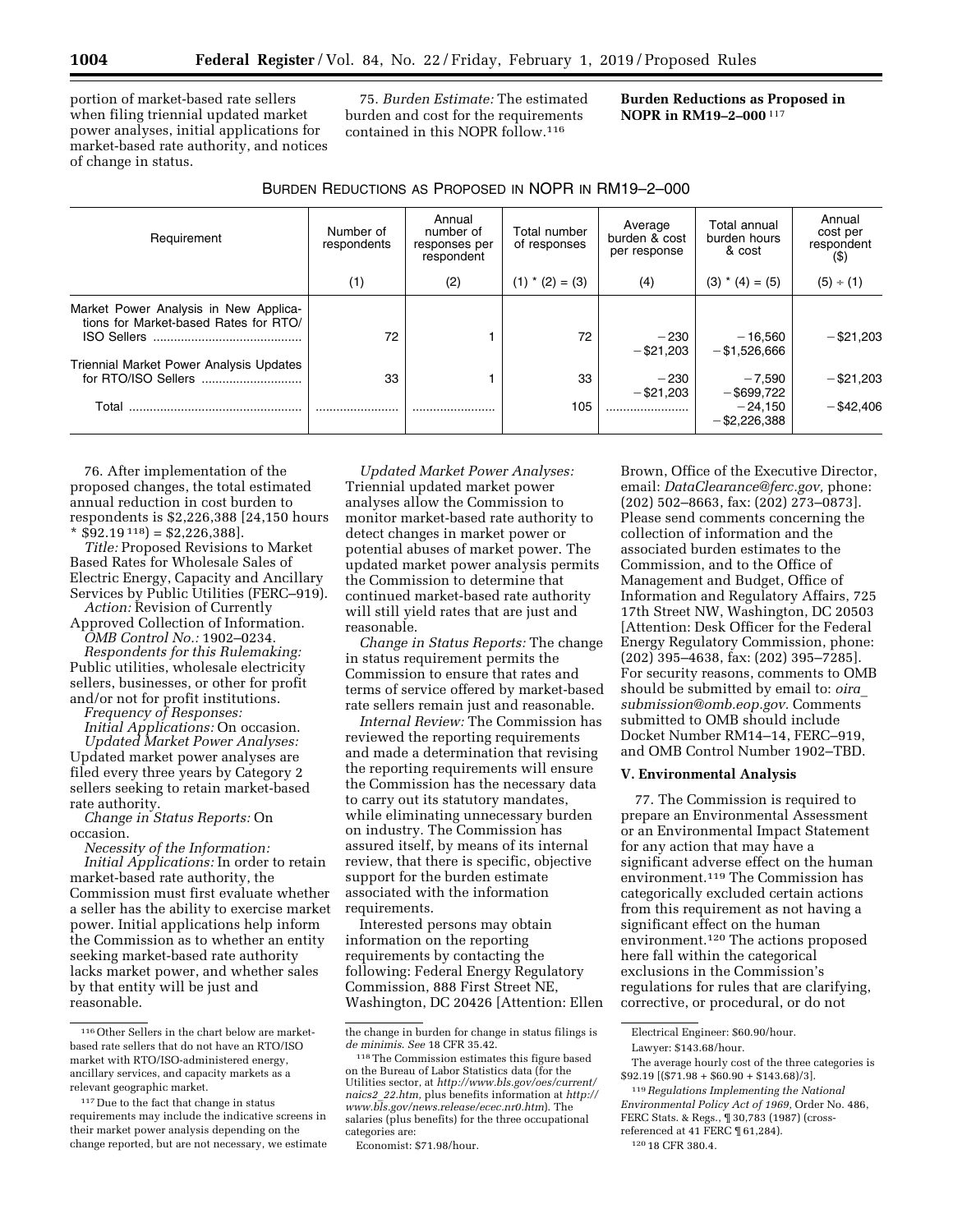portion of market-based rate sellers when filing triennial updated market power analyses, initial applications for market-based rate authority, and notices of change in status.

75. *Burden Estimate:* The estimated burden and cost for the requirements contained in this NOPR follow.[116]

**Burden Reductions as Proposed in NOPR in RM19–2–000** [117]

BURDEN REDUCTIONS AS PROPOSED IN NOPR IN RM19–2–000

| Requirement | Number of respondents | Annual number of responses per respondent | Total number of responses | Average burden & cost per response | Total annual burden hours & cost | Annual cost per respondent ($) |
|---|---|---|---|---|---|---|
| | (1) | (2) | (1) * (2) = (3) | (4) | (3) * (4) = (5) | (5) ÷ (1) |
| Market Power Analysis in New Applications for Market-based Rates for RTO/ISO Sellers | 72 | 1 | 72 | −230<br>−$21,203 | −16,560<br>−$1,526,666 | −$21,203 |
| Triennial Market Power Analysis Updates for RTO/ISO Sellers | 33 | 1 | 33 | −230<br>−$21,203 | −7,590<br>−$699,722 | −$21,203 |
| Total | | | 105 | | −24,150<br>−$2,226,388 | −$42,406 |

76. After implementation of the proposed changes, the total estimated annual reduction in cost burden to respondents is $2,226,388 [24,150 hours * $92.19 [118]) = $2,226,388].

*Title:* Proposed Revisions to Market Based Rates for Wholesale Sales of Electric Energy, Capacity and Ancillary Services by Public Utilities (FERC–919).

*Action:* Revision of Currently Approved Collection of Information.

*OMB Control No.:* 1902–0234.

*Respondents for this Rulemaking:* Public utilities, wholesale electricity sellers, businesses, or other for profit and/or not for profit institutions.

*Frequency of Responses:*

*Initial Applications:* On occasion.

*Updated Market Power Analyses:* Updated market power analyses are filed every three years by Category 2 sellers seeking to retain market-based rate authority.

*Change in Status Reports:* On occasion.

*Necessity of the Information:*

*Initial Applications:* In order to retain market-based rate authority, the Commission must first evaluate whether a seller has the ability to exercise market power. Initial applications help inform the Commission as to whether an entity seeking market-based rate authority lacks market power, and whether sales by that entity will be just and reasonable.

*Updated Market Power Analyses:* Triennial updated market power analyses allow the Commission to monitor market-based rate authority to detect changes in market power or potential abuses of market power. The updated market power analysis permits the Commission to determine that continued market-based rate authority will still yield rates that are just and reasonable.

*Change in Status Reports:* The change in status requirement permits the Commission to ensure that rates and terms of service offered by market-based rate sellers remain just and reasonable.

*Internal Review:* The Commission has reviewed the reporting requirements and made a determination that revising the reporting requirements will ensure the Commission has the necessary data to carry out its statutory mandates, while eliminating unnecessary burden on industry. The Commission has assured itself, by means of its internal review, that there is specific, objective support for the burden estimate associated with the information requirements.

Interested persons may obtain information on the reporting requirements by contacting the following: Federal Energy Regulatory Commission, 888 First Street NE, Washington, DC 20426 [Attention: Ellen Brown, Office of the Executive Director, email: *DataClearance@ferc.gov,* phone: (202) 502–8663, fax: (202) 273–0873]. Please send comments concerning the collection of information and the associated burden estimates to the Commission, and to the Office of Management and Budget, Office of Information and Regulatory Affairs, 725 17th Street NW, Washington, DC 20503 [Attention: Desk Officer for the Federal Energy Regulatory Commission, phone: (202) 395–4638, fax: (202) 395–7285]. For security reasons, comments to OMB should be submitted by email to: *oira_submission@omb.eop.gov.* Comments submitted to OMB should include Docket Number RM14–14, FERC–919, and OMB Control Number 1902–TBD.

## V. Environmental Analysis

77. The Commission is required to prepare an Environmental Assessment or an Environmental Impact Statement for any action that may have a significant adverse effect on the human environment.[119] The Commission has categorically excluded certain actions from this requirement as not having a significant effect on the human environment.[120] The actions proposed here fall within the categorical exclusions in the Commission's regulations for rules that are clarifying, corrective, or procedural, or do not

---

[116] Other Sellers in the chart below are market-based rate sellers that do not have an RTO/ISO market with RTO/ISO-administered energy, ancillary services, and capacity markets as a relevant geographic market.

[117] Due to the fact that change in status requirements may include the indicative screens in their market power analysis depending on the change reported, but are not necessary, we estimate the change in burden for change in status filings is *de minimis. See* 18 CFR 35.42.

[118] The Commission estimates this figure based on the Bureau of Labor Statistics data (for the Utilities sector, at *http://www.bls.gov/oes/current/naics2_22.htm,* plus benefits information at *http://www.bls.gov/news.release/ecec.nr0.htm*). The salaries (plus benefits) for the three occupational categories are:

Economist: $71.98/hour.

Electrical Engineer: $60.90/hour.

Lawyer: $143.68/hour.

The average hourly cost of the three categories is $92.19 [($71.98 + $60.90 + $143.68)/3].

[119] *Regulations Implementing the National Environmental Policy Act of 1969,* Order No. 486, FERC Stats. & Regs., ¶ 30,783 (1987) (cross-referenced at 41 FERC ¶ 61,284).

[120] 18 CFR 380.4.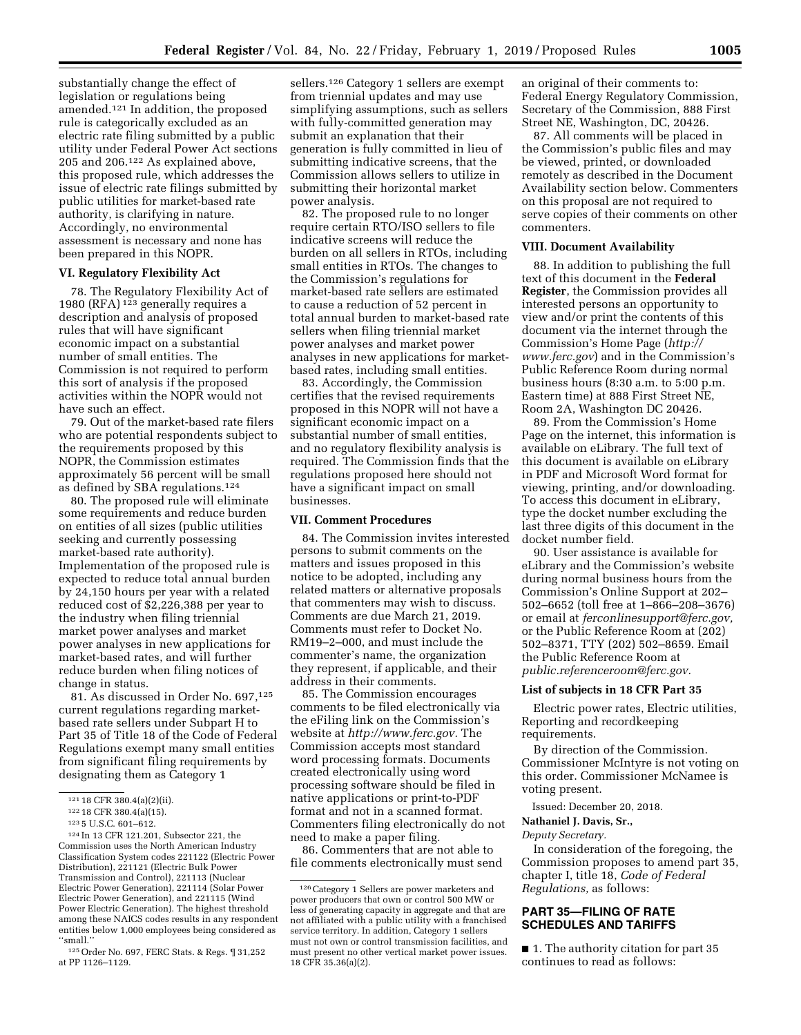substantially change the effect of legislation or regulations being amended.[121] In addition, the proposed rule is categorically excluded as an electric rate filing submitted by a public utility under Federal Power Act sections 205 and 206.[122] As explained above, this proposed rule, which addresses the issue of electric rate filings submitted by public utilities for market-based rate authority, is clarifying in nature. Accordingly, no environmental assessment is necessary and none has been prepared in this NOPR.

### VI. Regulatory Flexibility Act

78. The Regulatory Flexibility Act of 1980 (RFA)[123] generally requires a description and analysis of proposed rules that will have significant economic impact on a substantial number of small entities. The Commission is not required to perform this sort of analysis if the proposed activities within the NOPR would not have such an effect.

79. Out of the market-based rate filers who are potential respondents subject to the requirements proposed by this NOPR, the Commission estimates approximately 56 percent will be small as defined by SBA regulations.[124]

80. The proposed rule will eliminate some requirements and reduce burden on entities of all sizes (public utilities seeking and currently possessing market-based rate authority). Implementation of the proposed rule is expected to reduce total annual burden by 24,150 hours per year with a related reduced cost of $2,226,388 per year to the industry when filing triennial market power analyses and market power analyses in new applications for market-based rates, and will further reduce burden when filing notices of change in status.

81. As discussed in Order No. 697,[125] current regulations regarding market-based rate sellers under Subpart H to Part 35 of Title 18 of the Code of Federal Regulations exempt many small entities from significant filing requirements by designating them as Category 1 sellers.[126] Category 1 sellers are exempt from triennial updates and may use simplifying assumptions, such as sellers with fully-committed generation may submit an explanation that their generation is fully committed in lieu of submitting indicative screens, that the Commission allows sellers to utilize in submitting their horizontal market power analysis.

82. The proposed rule to no longer require certain RTO/ISO sellers to file indicative screens will reduce the burden on all sellers in RTOs, including small entities in RTOs. The changes to the Commission's regulations for market-based rate sellers are estimated to cause a reduction of 52 percent in total annual burden to market-based rate sellers when filing triennial market power analyses and market power analyses in new applications for market-based rates, including small entities.

83. Accordingly, the Commission certifies that the revised requirements proposed in this NOPR will not have a significant economic impact on a substantial number of small entities, and no regulatory flexibility analysis is required. The Commission finds that the regulations proposed here should not have a significant impact on small businesses.

### VII. Comment Procedures

84. The Commission invites interested persons to submit comments on the matters and issues proposed in this notice to be adopted, including any related matters or alternative proposals that commenters may wish to discuss. Comments are due March 21, 2019. Comments must refer to Docket No. RM19–2–000, and must include the commenter's name, the organization they represent, if applicable, and their address in their comments.

85. The Commission encourages comments to be filed electronically via the eFiling link on the Commission's website at *http://www.ferc.gov*. The Commission accepts most standard word processing formats. Documents created electronically using word processing software should be filed in native applications or print-to-PDF format and not in a scanned format. Commenters filing electronically do not need to make a paper filing.

86. Commenters that are not able to file comments electronically must send an original of their comments to: Federal Energy Regulatory Commission, Secretary of the Commission, 888 First Street NE, Washington, DC, 20426.

87. All comments will be placed in the Commission's public files and may be viewed, printed, or downloaded remotely as described in the Document Availability section below. Commenters on this proposal are not required to serve copies of their comments on other commenters.

### VIII. Document Availability

88. In addition to publishing the full text of this document in the **Federal Register**, the Commission provides all interested persons an opportunity to view and/or print the contents of this document via the internet through the Commission's Home Page (*http://www.ferc.gov*) and in the Commission's Public Reference Room during normal business hours (8:30 a.m. to 5:00 p.m. Eastern time) at 888 First Street NE, Room 2A, Washington DC 20426.

89. From the Commission's Home Page on the internet, this information is available on eLibrary. The full text of this document is available on eLibrary in PDF and Microsoft Word format for viewing, printing, and/or downloading. To access this document in eLibrary, type the docket number excluding the last three digits of this document in the docket number field.

90. User assistance is available for eLibrary and the Commission's website during normal business hours from the Commission's Online Support at 202–502–6652 (toll free at 1–866–208–3676) or email at *ferconlinesupport@ferc.gov,* or the Public Reference Room at (202) 502–8371, TTY (202) 502–8659. Email the Public Reference Room at *public.referenceroom@ferc.gov.*

### List of subjects in 18 CFR Part 35

Electric power rates, Electric utilities, Reporting and recordkeeping requirements.

By direction of the Commission. Commissioner McIntyre is not voting on this order. Commissioner McNamee is voting present.

Issued: December 20, 2018.

**Nathaniel J. Davis, Sr.,**

*Deputy Secretary.*

In consideration of the foregoing, the Commission proposes to amend part 35, chapter I, title 18, *Code of Federal Regulations,* as follows:

## PART 35—FILING OF RATE SCHEDULES AND TARIFFS

■ 1. The authority citation for part 35 continues to read as follows:

---

[121] 18 CFR 380.4(a)(2)(ii).

[122] 18 CFR 380.4(a)(15).

[123] 5 U.S.C. 601–612.

[124] In 13 CFR 121.201, Subsector 221, the Commission uses the North American Industry Classification System codes 221122 (Electric Power Distribution), 221121 (Electric Bulk Power Transmission and Control), 221113 (Nuclear Electric Power Generation), 221114 (Solar Power Electric Power Generation), and 221115 (Wind Power Electric Generation). The highest threshold among these NAICS codes results in any respondent entities below 1,000 employees being considered as ''small.''

[125] Order No. 697, FERC Stats. & Regs. ¶ 31,252 at PP 1126–1129.

[126] Category 1 Sellers are power marketers and power producers that own or control 500 MW or less of generating capacity in aggregate and that are not affiliated with a public utility with a franchised service territory. In addition, Category 1 sellers must not own or control transmission facilities, and must present no other vertical market power issues. 18 CFR 35.36(a)(2).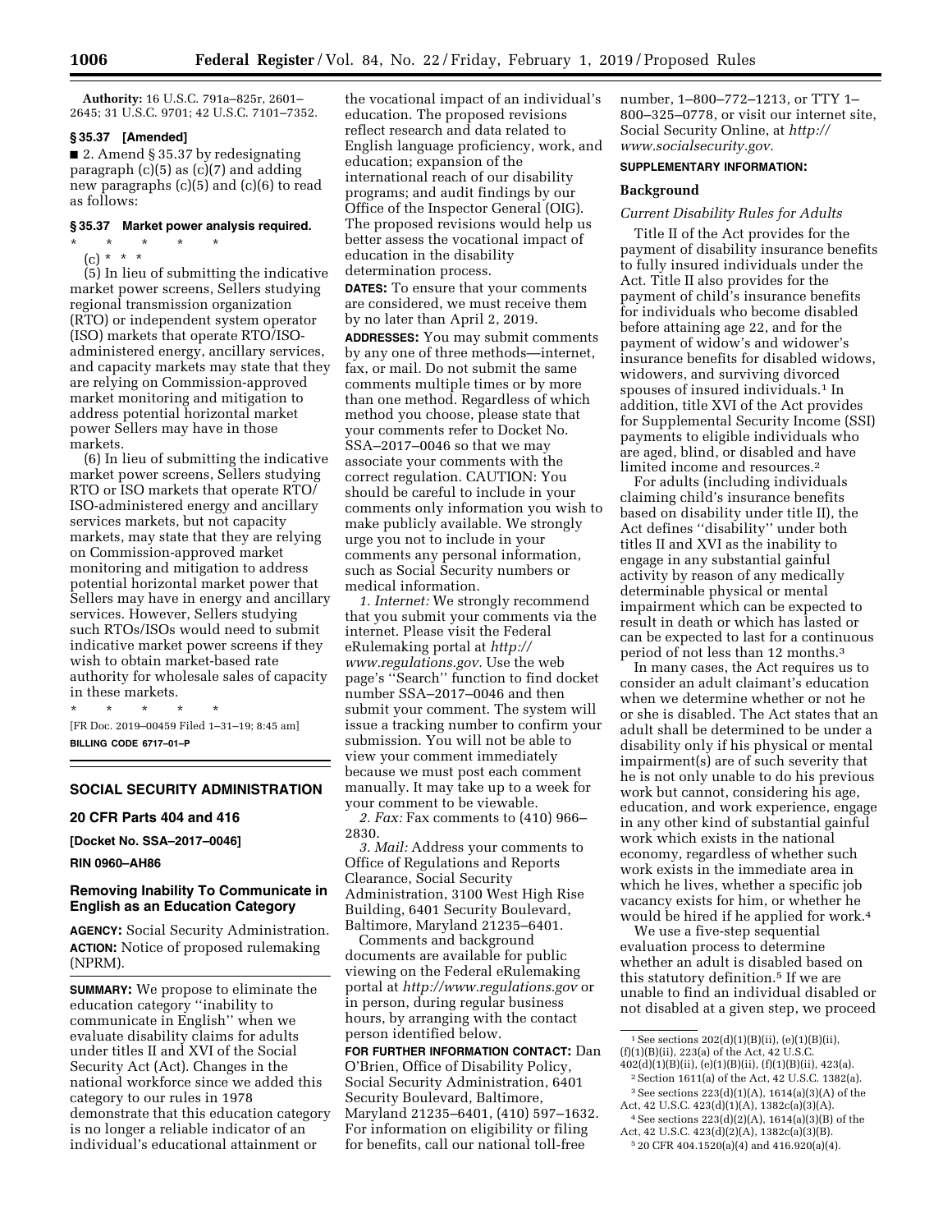**Authority:** 16 U.S.C. 791a–825r, 2601–2645; 31 U.S.C. 9701; 42 U.S.C. 7101–7352.

**§ 35.37 [Amended]**

■ 2. Amend § 35.37 by redesignating paragraph (c)(5) as (c)(7) and adding new paragraphs (c)(5) and (c)(6) to read as follows:

**§ 35.37 Market power analysis required.**

\* \* \* \* \*

(c) \* \* \*

(5) In lieu of submitting the indicative market power screens, Sellers studying regional transmission organization (RTO) or independent system operator (ISO) markets that operate RTO/ISO-administered energy, ancillary services, and capacity markets may state that they are relying on Commission-approved market monitoring and mitigation to address potential horizontal market power Sellers may have in those markets.

(6) In lieu of submitting the indicative market power screens, Sellers studying RTO or ISO markets that operate RTO/ISO-administered energy and ancillary services markets, but not capacity markets, may state that they are relying on Commission-approved market monitoring and mitigation to address potential horizontal market power that Sellers may have in energy and ancillary services. However, Sellers studying such RTOs/ISOs would need to submit indicative market power screens if they wish to obtain market-based rate authority for wholesale sales of capacity in these markets.

\* \* \* \* \*

[FR Doc. 2019–00459 Filed 1–31–19; 8:45 am]

**BILLING CODE 6717–01–P**

## SOCIAL SECURITY ADMINISTRATION

### 20 CFR Parts 404 and 416

**[Docket No. SSA–2017–0046]**

**RIN 0960–AH86**

### Removing Inability To Communicate in English as an Education Category

**AGENCY:** Social Security Administration.

**ACTION:** Notice of proposed rulemaking (NPRM).

**SUMMARY:** We propose to eliminate the education category ''inability to communicate in English'' when we evaluate disability claims for adults under titles II and XVI of the Social Security Act (Act). Changes in the national workforce since we added this category to our rules in 1978 demonstrate that this education category is no longer a reliable indicator of an individual's educational attainment or the vocational impact of an individual's education. The proposed revisions reflect research and data related to English language proficiency, work, and education; expansion of the international reach of our disability programs; and audit findings by our Office of the Inspector General (OIG). The proposed revisions would help us better assess the vocational impact of education in the disability determination process.

**DATES:** To ensure that your comments are considered, we must receive them by no later than April 2, 2019.

**ADDRESSES:** You may submit comments by any one of three methods—internet, fax, or mail. Do not submit the same comments multiple times or by more than one method. Regardless of which method you choose, please state that your comments refer to Docket No. SSA–2017–0046 so that we may associate your comments with the correct regulation. CAUTION: You should be careful to include in your comments only information you wish to make publicly available. We strongly urge you not to include in your comments any personal information, such as Social Security numbers or medical information.

*1. Internet:* We strongly recommend that you submit your comments via the internet. Please visit the Federal eRulemaking portal at *http://www.regulations.gov.* Use the web page's ''Search'' function to find docket number SSA–2017–0046 and then submit your comment. The system will issue a tracking number to confirm your submission. You will not be able to view your comment immediately because we must post each comment manually. It may take up to a week for your comment to be viewable.

*2. Fax:* Fax comments to (410) 966–2830.

*3. Mail:* Address your comments to Office of Regulations and Reports Clearance, Social Security Administration, 3100 West High Rise Building, 6401 Security Boulevard, Baltimore, Maryland 21235–6401.

Comments and background documents are available for public viewing on the Federal eRulemaking portal at *http://www.regulations.gov* or in person, during regular business hours, by arranging with the contact person identified below.

**FOR FURTHER INFORMATION CONTACT:** Dan O'Brien, Office of Disability Policy, Social Security Administration, 6401 Security Boulevard, Baltimore, Maryland 21235–6401, (410) 597–1632. For information on eligibility or filing for benefits, call our national toll-free number, 1–800–772–1213, or TTY 1–800–325–0778, or visit our internet site, Social Security Online, at *http://www.socialsecurity.gov.*

**SUPPLEMENTARY INFORMATION:**

**Background**

*Current Disability Rules for Adults*

Title II of the Act provides for the payment of disability insurance benefits to fully insured individuals under the Act. Title II also provides for the payment of child's insurance benefits for individuals who become disabled before attaining age 22, and for the payment of widow's and widower's insurance benefits for disabled widows, widowers, and surviving divorced spouses of insured individuals.[1] In addition, title XVI of the Act provides for Supplemental Security Income (SSI) payments to eligible individuals who are aged, blind, or disabled and have limited income and resources.[2]

For adults (including individuals claiming child's insurance benefits based on disability under title II), the Act defines ''disability'' under both titles II and XVI as the inability to engage in any substantial gainful activity by reason of any medically determinable physical or mental impairment which can be expected to result in death or which has lasted or can be expected to last for a continuous period of not less than 12 months.[3]

In many cases, the Act requires us to consider an adult claimant's education when we determine whether or not he or she is disabled. The Act states that an adult shall be determined to be under a disability only if his physical or mental impairment(s) are of such severity that he is not only unable to do his previous work but cannot, considering his age, education, and work experience, engage in any other kind of substantial gainful work which exists in the national economy, regardless of whether such work exists in the immediate area in which he lives, whether a specific job vacancy exists for him, or whether he would be hired if he applied for work.[4]

We use a five-step sequential evaluation process to determine whether an adult is disabled based on this statutory definition.[5] If we are unable to find an individual disabled or not disabled at a given step, we proceed

[1] See sections 202(d)(1)(B)(ii), (e)(1)(B)(ii), (f)(1)(B)(ii), 223(a) of the Act, 42 U.S.C. 402(d)(1)(B)(ii), (e)(1)(B)(ii), (f)(1)(B)(ii), 423(a).

[2] Section 1611(a) of the Act, 42 U.S.C. 1382(a).

[3] See sections 223(d)(1)(A), 1614(a)(3)(A) of the Act, 42 U.S.C. 423(d)(1)(A), 1382c(a)(3)(A).

[4] See sections 223(d)(2)(A), 1614(a)(3)(B) of the Act, 42 U.S.C. 423(d)(2)(A), 1382c(a)(3)(B).

[5] 20 CFR 404.1520(a)(4) and 416.920(a)(4).